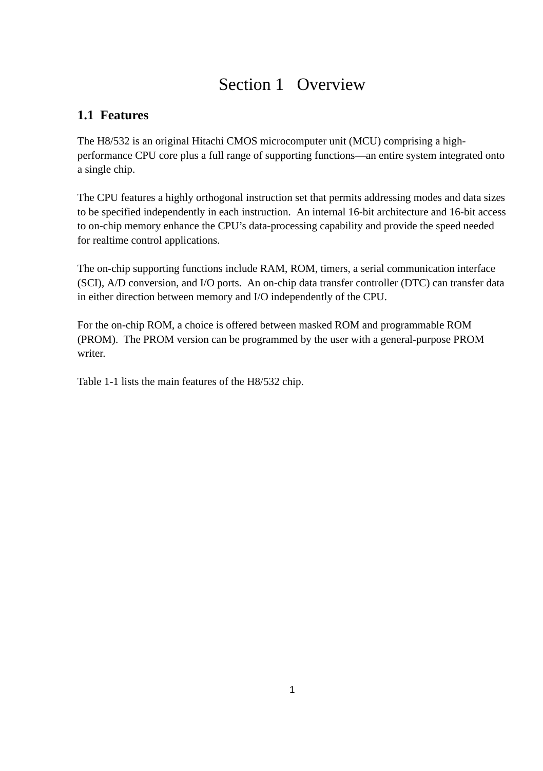# Section 1 Overview

## 1.1 Features

The H8/532 is an original Hitachi CMOS microcomputer unit (MCU) comprising a high-performance CPU core plus a full range of supporting functions—an entire system integrated onto a single chip.

The CPU features a highly orthogonal instruction set that permits addressing modes and data sizes to be specified independently in each instruction. An internal 16-bit architecture and 16-bit access to on-chip memory enhance the CPU's data-processing capability and provide the speed needed for realtime control applications.

The on-chip supporting functions include RAM, ROM, timers, a serial communication interface (SCI), A/D conversion, and I/O ports. An on-chip data transfer controller (DTC) can transfer data in either direction between memory and I/O independently of the CPU.

For the on-chip ROM, a choice is offered between masked ROM and programmable ROM (PROM). The PROM version can be programmed by the user with a general-purpose PROM writer.

Table 1-1 lists the main features of the H8/532 chip.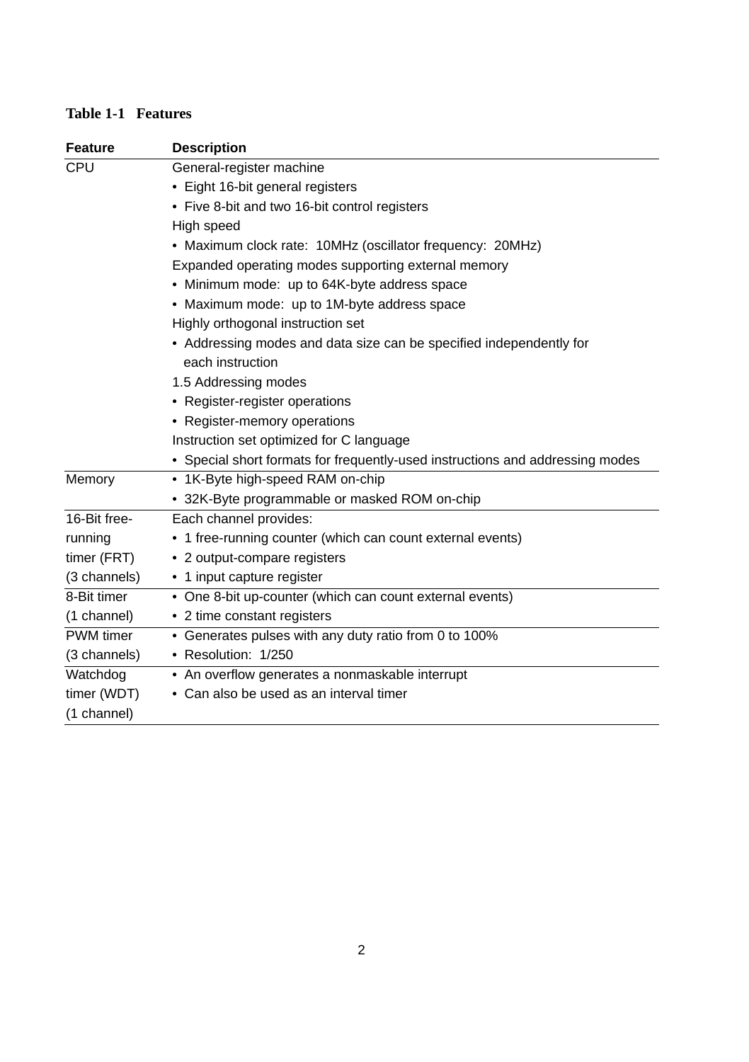**Table 1-1 Features**

| Feature | Description |
|---|---|
| CPU | General-register machine<br>• Eight 16-bit general registers<br>• Five 8-bit and two 16-bit control registers<br>High speed<br>• Maximum clock rate: 10MHz (oscillator frequency: 20MHz)<br>Expanded operating modes supporting external memory<br>• Minimum mode: up to 64K-byte address space<br>• Maximum mode: up to 1M-byte address space<br>Highly orthogonal instruction set<br>• Addressing modes and data size can be specified independently for each instruction<br>1.5 Addressing modes<br>• Register-register operations<br>• Register-memory operations<br>Instruction set optimized for C language<br>• Special short formats for frequently-used instructions and addressing modes |
| Memory | • 1K-Byte high-speed RAM on-chip<br>• 32K-Byte programmable or masked ROM on-chip |
| 16-Bit free-running timer (FRT) (3 channels) | Each channel provides:<br>• 1 free-running counter (which can count external events)<br>• 2 output-compare registers<br>• 1 input capture register |
| 8-Bit timer (1 channel) | • One 8-bit up-counter (which can count external events)<br>• 2 time constant registers |
| PWM timer (3 channels) | • Generates pulses with any duty ratio from 0 to 100%<br>• Resolution: 1/250 |
| Watchdog timer (WDT) (1 channel) | • An overflow generates a nonmaskable interrupt<br>• Can also be used as an interval timer |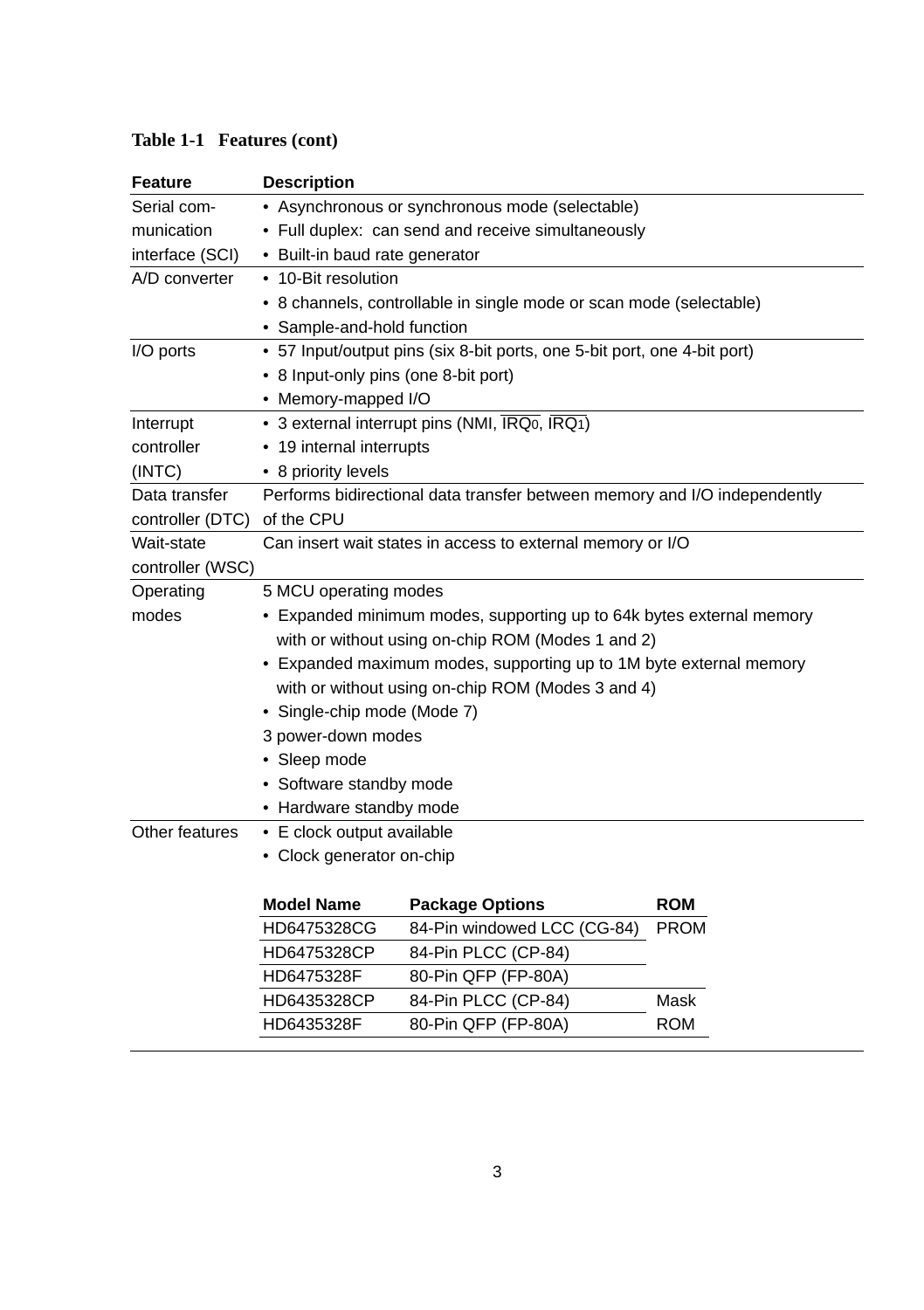**Table 1-1 Features (cont)**

| Feature | Description |
|---|---|
| Serial communication interface (SCI) | • Asynchronous or synchronous mode (selectable)<br>• Full duplex: can send and receive simultaneously<br>• Built-in baud rate generator |
| A/D converter | • 10-Bit resolution<br>• 8 channels, controllable in single mode or scan mode (selectable)<br>• Sample-and-hold function |
| I/O ports | • 57 Input/output pins (six 8-bit ports, one 5-bit port, one 4-bit port)<br>• 8 Input-only pins (one 8-bit port)<br>• Memory-mapped I/O |
| Interrupt controller (INTC) | • 3 external interrupt pins (NMI, $\overline{IRQ_0}$, $\overline{IRQ_1}$)<br>• 19 internal interrupts<br>• 8 priority levels |
| Data transfer controller (DTC) | Performs bidirectional data transfer between memory and I/O independently of the CPU |
| Wait-state controller (WSC) | Can insert wait states in access to external memory or I/O |
| Operating modes | 5 MCU operating modes<br>• Expanded minimum modes, supporting up to 64k bytes external memory with or without using on-chip ROM (Modes 1 and 2)<br>• Expanded maximum modes, supporting up to 1M byte external memory with or without using on-chip ROM (Modes 3 and 4)<br>• Single-chip mode (Mode 7)<br>3 power-down modes<br>• Sleep mode<br>• Software standby mode<br>• Hardware standby mode |
| Other features | • E clock output available<br>• Clock generator on-chip |

| Model Name | Package Options | ROM |
|---|---|---|
| HD6475328CG | 84-Pin windowed LCC (CG-84) | PROM |
| HD6475328CP | 84-Pin PLCC (CP-84) | |
| HD6475328F | 80-Pin QFP (FP-80A) | |
| HD6435328CP | 84-Pin PLCC (CP-84) | Mask ROM |
| HD6435328F | 80-Pin QFP (FP-80A) | |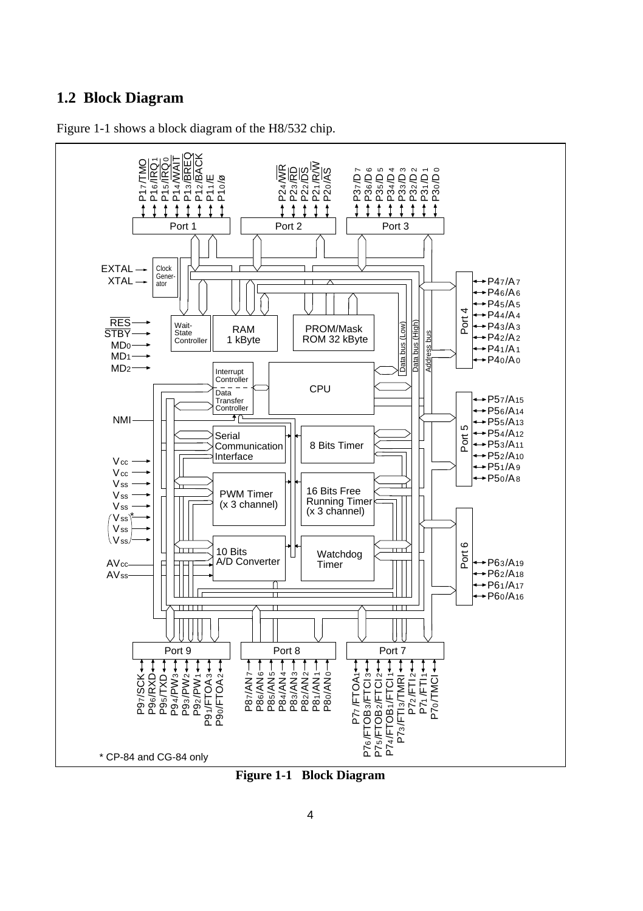## 1.2 Block Diagram

Figure 1-1 shows a block diagram of the H8/532 chip.

**Figure 1-1 Block Diagram**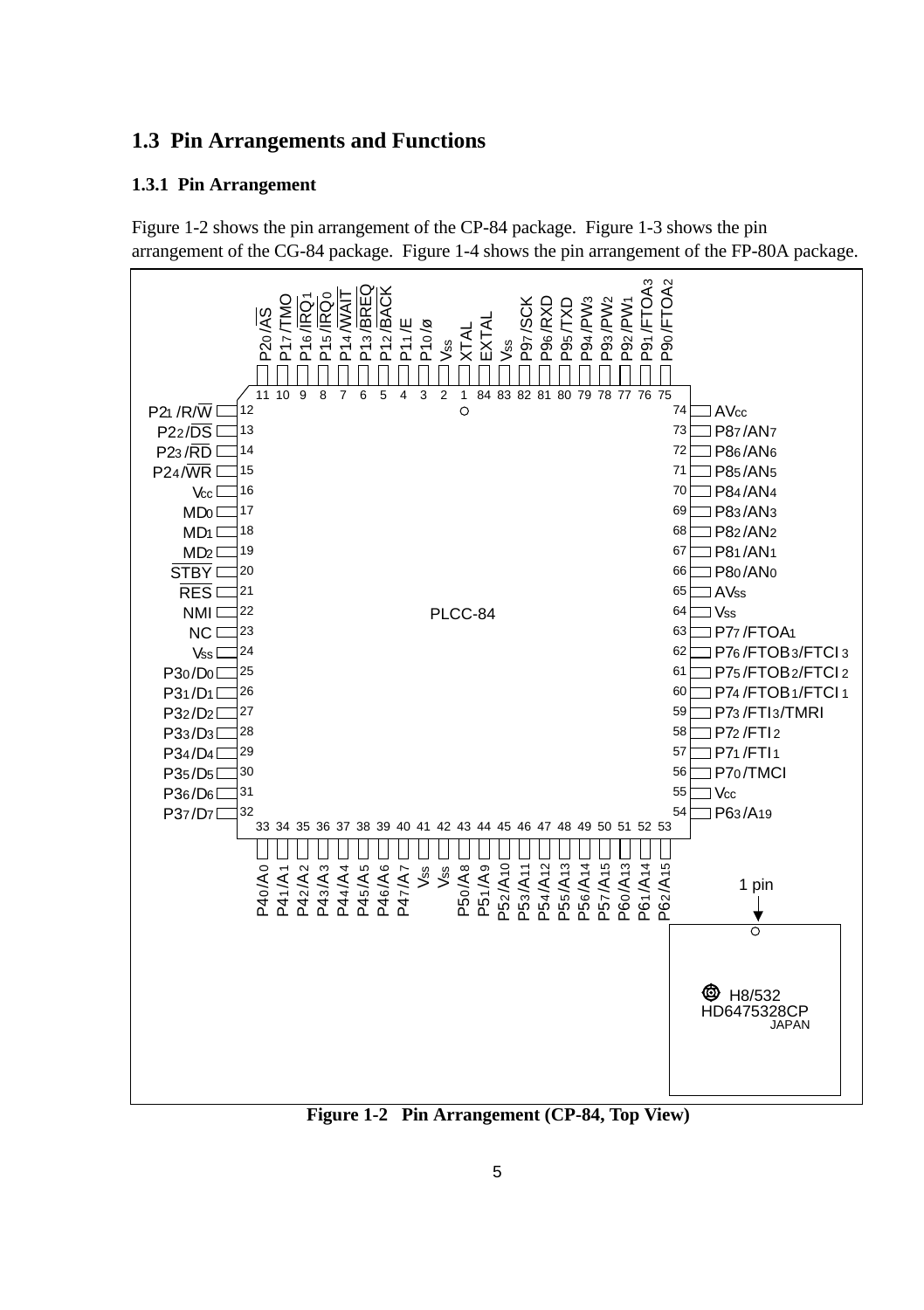## 1.3 Pin Arrangements and Functions

### 1.3.1 Pin Arrangement

Figure 1-2 shows the pin arrangement of the CP-84 package. Figure 1-3 shows the pin arrangement of the CG-84 package. Figure 1-4 shows the pin arrangement of the FP-80A package.

**Figure 1-2 Pin Arrangement (CP-84, Top View)**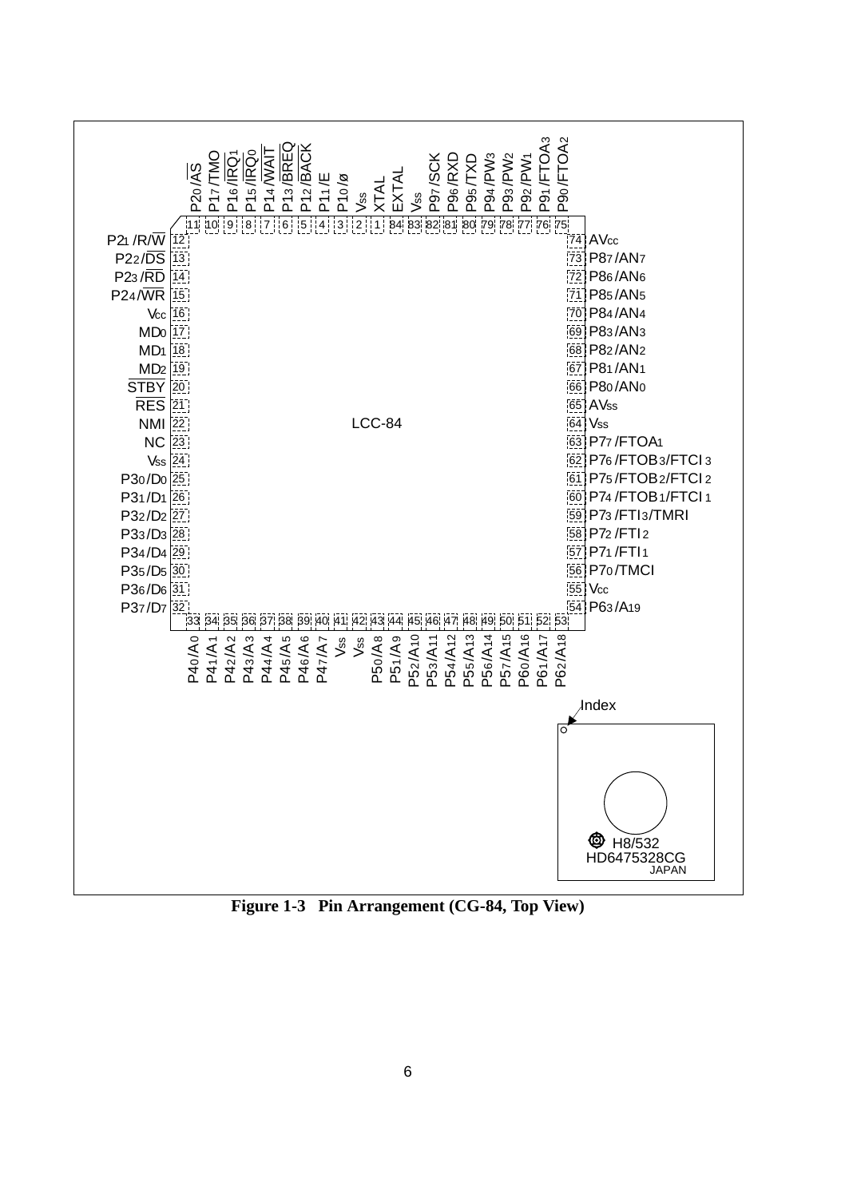| Pin | Function | Pin | Function |
|---|---|---|---|
| 1 | EXTAL | 43 | P50/A8 |
| 2 | Vss | 44 | P51/A9 |
| 3 | P10/ø | 45 | P52/A10 |
| 4 | P11/E | 46 | P53/A11 |
| 5 | P12/BACK | 47 | P54/A12 |
| 6 | P13/BREQ | 48 | P55/A13 |
| 7 | P14/WAIT | 49 | P56/A14 |
| 8 | P15/IRQ0 | 50 | P57/A15 |
| 9 | P16/IRQ1 | 51 | P60/A16 |
| 10 | P17/TMO | 52 | P61/A17 |
| 11 | P20/AS | 53 | P62/A18 |
| 12 | P21/R/W | 54 | P63/A19 |
| 13 | P22/DS | 55 | Vcc |
| 14 | P23/RD | 56 | P70/TMCI |
| 15 | P24/WR | 57 | P71/FTI1 |
| 16 | Vcc | 58 | P72/FTI2 |
| 17 | MD0 | 59 | P73/FTI3/TMRI |
| 18 | MD1 | 60 | P74/FTOB1/FTCI1 |
| 19 | MD2 | 61 | P75/FTOB2/FTCI2 |
| 20 | STBY | 62 | P76/FTOB3/FTCI3 |
| 21 | RES | 63 | P77/FTOA1 |
| 22 | NMI | 64 | Vss |
| 23 | NC | 65 | AVss |
| 24 | Vss | 66 | P80/AN0 |
| 25 | P30/D0 | 67 | P81/AN1 |
| 26 | P31/D1 | 68 | P82/AN2 |
| 27 | P32/D2 | 69 | P83/AN3 |
| 28 | P33/D3 | 70 | P84/AN4 |
| 29 | P34/D4 | 71 | P85/AN5 |
| 30 | P35/D5 | 72 | P86/AN6 |
| 31 | P36/D6 | 73 | P87/AN7 |
| 32 | P37/D7 | 74 | AVcc |
| 33 | P40/A0 | 75 | P90/FTOA2 |
| 34 | P41/A1 | 76 | P91/FTOA3 |
| 35 | P42/A2 | 77 | P92/PW1 |
| 36 | P43/A3 | 78 | P93/PW2 |
| 37 | P44/A4 | 79 | P94/PW3 |
| 38 | P45/A5 | 80 | P95/TXD |
| 39 | P46/A6 | 81 | P96/RXD |
| 40 | P47/A7 | 82 | P97/SCK |
| 41 | Vss | 83 | Vss |
| 42 | Vss | 84 | XTAL |

LCC-84

Index

H8/532
HD6475328CG
JAPAN

**Figure 1-3 Pin Arrangement (CG-84, Top View)**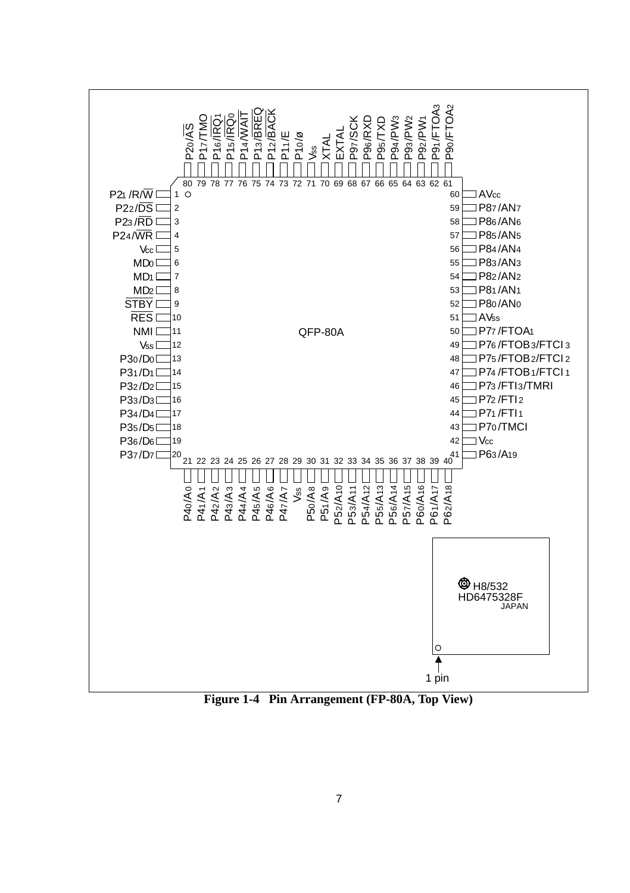| Pin | Name | Pin | Name |
|---|---|---|---|
| 1 | P2<sub></sub>1/R/W̄ | 41 | P63/A19 |
| 2 | P22/D̄S̄ | 42 | Vcc |
| 3 | P23/R̄D̄ | 43 | P70/TMCI |
| 4 | P24/W̄R̄ | 44 | P71/FTI1 |
| 5 | Vcc | 45 | P72/FTI2 |
| 6 | MD0 | 46 | P73/FTI3/TMRI |
| 7 | MD1 | 47 | P74/FTOB1/FTCI1 |
| 8 | MD2 | 48 | P75/FTOB2/FTCI2 |
| 9 | S̄T̄B̄Ȳ | 49 | P76/FTOB3/FTCI3 |
| 10 | R̄ĒS̄ | 50 | P77/FTOA1 |
| 11 | NMI | 51 | AVss |
| 12 | Vss | 52 | P80/AN0 |
| 13 | P30/D0 | 53 | P81/AN1 |
| 14 | P31/D1 | 54 | P82/AN2 |
| 15 | P32/D2 | 55 | P83/AN3 |
| 16 | P33/D3 | 56 | P84/AN4 |
| 17 | P34/D4 | 57 | P85/AN5 |
| 18 | P35/D5 | 58 | P86/AN6 |
| 19 | P36/D6 | 59 | P87/AN7 |
| 20 | P37/D7 | 60 | AVcc |
| 21 | P40/A0 | 61 | P90/FTOA2 |
| 22 | P41/A1 | 62 | P91/FTOA3 |
| 23 | P42/A2 | 63 | P92/PW1 |
| 24 | P43/A3 | 64 | P93/PW2 |
| 25 | P44/A4 | 65 | P94/PW3 |
| 26 | P45/A5 | 66 | P95/TXD |
| 27 | P46/A6 | 67 | P96/RXD |
| 28 | P47/A7 | 68 | P97/SCK |
| 29 | Vss | 69 | EXTAL |
| 30 | P50/A8 | 70 | XTAL |
| 31 | P51/A9 | 71 | Vss |
| 32 | P52/A10 | 72 | P10/ø |
| 33 | P53/A11 | 73 | P11/E |
| 34 | P54/A12 | 74 | P12/B̄ĀC̄K̄ |
| 35 | P55/A13 | 75 | P13/B̄R̄ĒQ̄ |
| 36 | P56/A14 | 76 | P14/W̄ĀĪT̄ |
| 37 | P57/A15 | 77 | P15/ĪR̄Q̄0 |
| 38 | P60/A16 | 78 | P16/ĪR̄Q̄1 |
| 39 | P61/A17 | 79 | P17/TMO |
| 40 | P62/A18 | 80 | P20/ĀS̄ |

QFP-80A

H8/532
HD6475328F
JAPAN

1 pin

**Figure 1-4 Pin Arrangement (FP-80A, Top View)**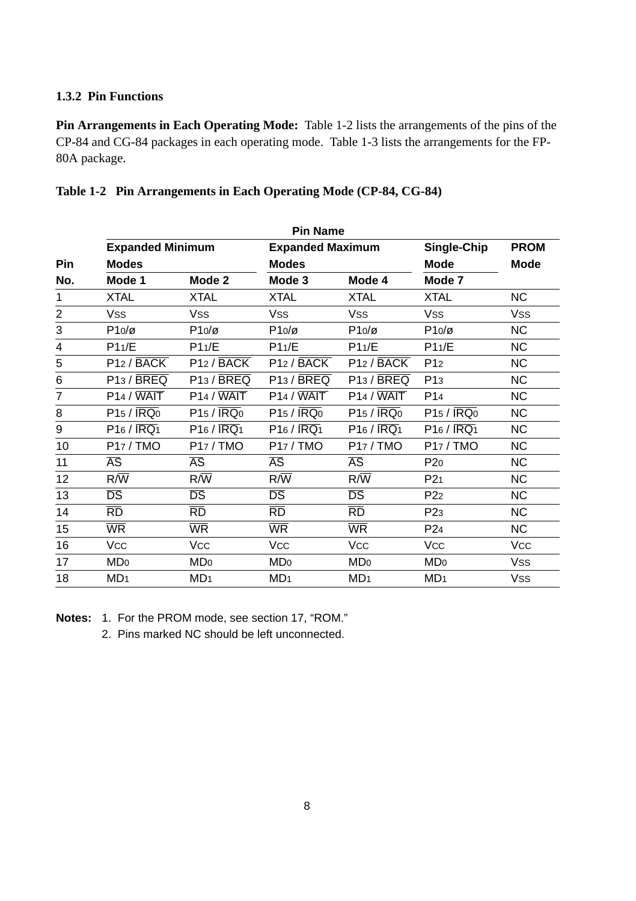### 1.3.2 Pin Functions

**Pin Arrangements in Each Operating Mode:** Table 1-2 lists the arrangements of the pins of the CP-84 and CG-84 packages in each operating mode. Table 1-3 lists the arrangements for the FP-80A package.

**Table 1-2 Pin Arrangements in Each Operating Mode (CP-84, CG-84)**

| Pin No. | Pin Name | | | | | |
|---|---|---|---|---|---|---|
| | Expanded Minimum Modes | | Expanded Maximum Modes | | Single-Chip Mode | PROM Mode |
| | Mode 1 | Mode 2 | Mode 3 | Mode 4 | Mode 7 | |
| 1 | XTAL | XTAL | XTAL | XTAL | XTAL | NC |
| 2 | $V_{SS}$ | $V_{SS}$ | $V_{SS}$ | $V_{SS}$ | $V_{SS}$ | $V_{SS}$ |
| 3 | $P1_0$/ø | $P1_0$/ø | $P1_0$/ø | $P1_0$/ø | $P1_0$/ø | NC |
| 4 | $P1_1$/E | $P1_1$/E | $P1_1$/E | $P1_1$/E | $P1_1$/E | NC |
| 5 | $P1_2$ / $\overline{BACK}$ | $P1_2$ / $\overline{BACK}$ | $P1_2$ / $\overline{BACK}$ | $P1_2$ / $\overline{BACK}$ | $P1_2$ | NC |
| 6 | $P1_3$ / $\overline{BREQ}$ | $P1_3$ / $\overline{BREQ}$ | $P1_3$ / $\overline{BREQ}$ | $P1_3$ / $\overline{BREQ}$ | $P1_3$ | NC |
| 7 | $P1_4$ / $\overline{WAIT}$ | $P1_4$ / $\overline{WAIT}$ | $P1_4$ / $\overline{WAIT}$ | $P1_4$ / $\overline{WAIT}$ | $P1_4$ | NC |
| 8 | $P1_5$ / $\overline{IRQ_0}$ | $P1_5$ / $\overline{IRQ_0}$ | $P1_5$ / $\overline{IRQ_0}$ | $P1_5$ / $\overline{IRQ_0}$ | $P1_5$ / $\overline{IRQ_0}$ | NC |
| 9 | $P1_6$ / $\overline{IRQ_1}$ | $P1_6$ / $\overline{IRQ_1}$ | $P1_6$ / $\overline{IRQ_1}$ | $P1_6$ / $\overline{IRQ_1}$ | $P1_6$ / $\overline{IRQ_1}$ | NC |
| 10 | $P1_7$ / TMO | $P1_7$ / TMO | $P1_7$ / TMO | $P1_7$ / TMO | $P1_7$ / TMO | NC |
| 11 | $\overline{AS}$ | $\overline{AS}$ | $\overline{AS}$ | $\overline{AS}$ | $P2_0$ | NC |
| 12 | R/$\overline{W}$ | R/$\overline{W}$ | R/$\overline{W}$ | R/$\overline{W}$ | $P2_1$ | NC |
| 13 | $\overline{DS}$ | $\overline{DS}$ | $\overline{DS}$ | $\overline{DS}$ | $P2_2$ | NC |
| 14 | $\overline{RD}$ | $\overline{RD}$ | $\overline{RD}$ | $\overline{RD}$ | $P2_3$ | NC |
| 15 | $\overline{WR}$ | $\overline{WR}$ | $\overline{WR}$ | $\overline{WR}$ | $P2_4$ | NC |
| 16 | $V_{CC}$ | $V_{CC}$ | $V_{CC}$ | $V_{CC}$ | $V_{CC}$ | $V_{CC}$ |
| 17 | $MD_0$ | $MD_0$ | $MD_0$ | $MD_0$ | $MD_0$ | $V_{SS}$ |
| 18 | $MD_1$ | $MD_1$ | $MD_1$ | $MD_1$ | $MD_1$ | $V_{SS}$ |

**Notes:** 1. For the PROM mode, see section 17, "ROM."

2. Pins marked NC should be left unconnected.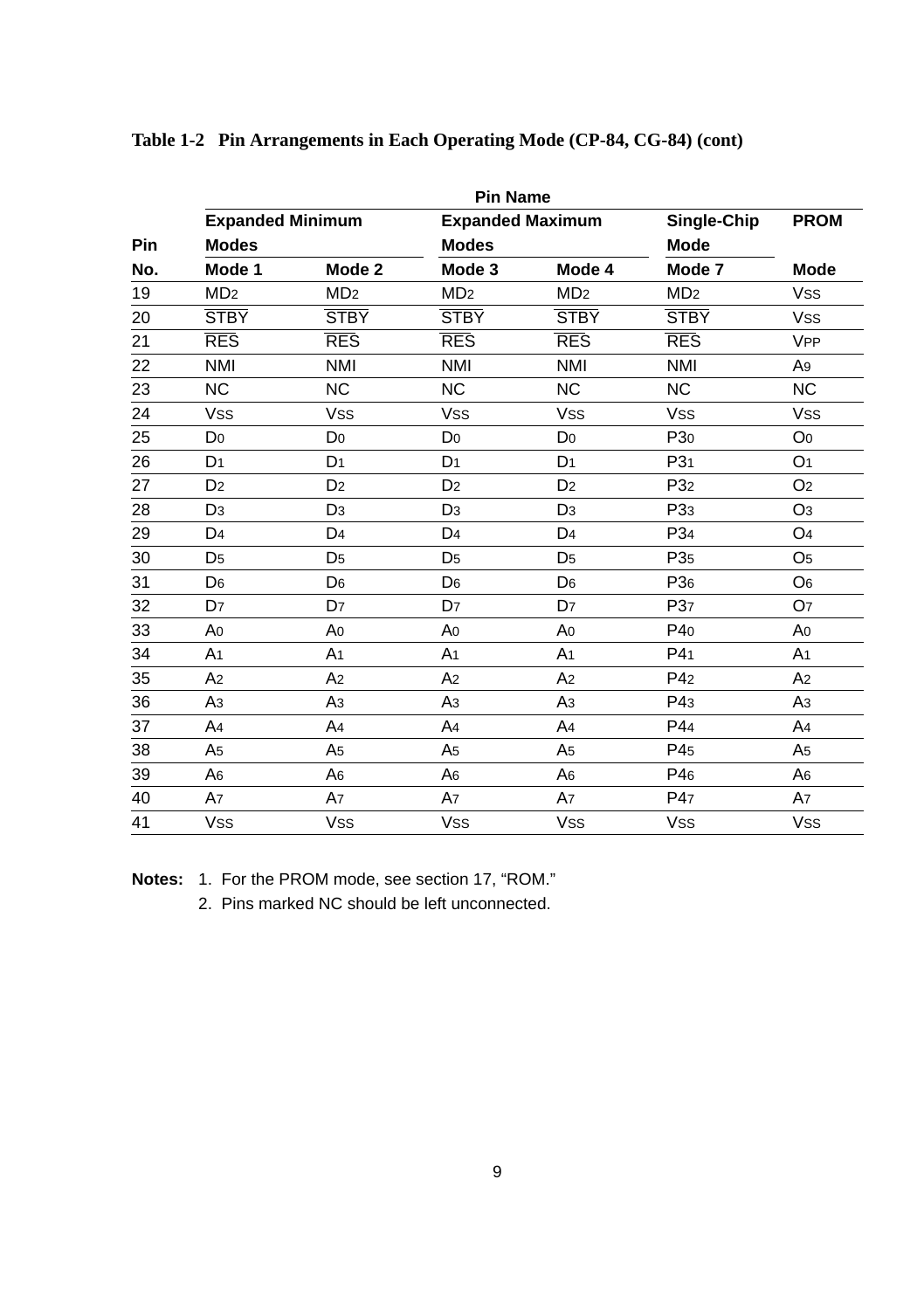**Table 1-2 Pin Arrangements in Each Operating Mode (CP-84, CG-84) (cont)**

| Pin No. | Pin Name | | | | | |
|---|---|---|---|---|---|---|
| | Expanded Minimum Modes | | Expanded Maximum Modes | | Single-Chip Mode | PROM |
| | Mode 1 | Mode 2 | Mode 3 | Mode 4 | Mode 7 | Mode |
| 19 | $MD_2$ | $MD_2$ | $MD_2$ | $MD_2$ | $MD_2$ | $V_{SS}$ |
| 20 | $\overline{STBY}$ | $\overline{STBY}$ | $\overline{STBY}$ | $\overline{STBY}$ | $\overline{STBY}$ | $V_{SS}$ |
| 21 | $\overline{RES}$ | $\overline{RES}$ | $\overline{RES}$ | $\overline{RES}$ | $\overline{RES}$ | $V_{PP}$ |
| 22 | NMI | NMI | NMI | NMI | NMI | $A_9$ |
| 23 | NC | NC | NC | NC | NC | NC |
| 24 | $V_{SS}$ | $V_{SS}$ | $V_{SS}$ | $V_{SS}$ | $V_{SS}$ | $V_{SS}$ |
| 25 | $D_0$ | $D_0$ | $D_0$ | $D_0$ | $P3_0$ | $O_0$ |
| 26 | $D_1$ | $D_1$ | $D_1$ | $D_1$ | $P3_1$ | $O_1$ |
| 27 | $D_2$ | $D_2$ | $D_2$ | $D_2$ | $P3_2$ | $O_2$ |
| 28 | $D_3$ | $D_3$ | $D_3$ | $D_3$ | $P3_3$ | $O_3$ |
| 29 | $D_4$ | $D_4$ | $D_4$ | $D_4$ | $P3_4$ | $O_4$ |
| 30 | $D_5$ | $D_5$ | $D_5$ | $D_5$ | $P3_5$ | $O_5$ |
| 31 | $D_6$ | $D_6$ | $D_6$ | $D_6$ | $P3_6$ | $O_6$ |
| 32 | $D_7$ | $D_7$ | $D_7$ | $D_7$ | $P3_7$ | $O_7$ |
| 33 | $A_0$ | $A_0$ | $A_0$ | $A_0$ | $P4_0$ | $A_0$ |
| 34 | $A_1$ | $A_1$ | $A_1$ | $A_1$ | $P4_1$ | $A_1$ |
| 35 | $A_2$ | $A_2$ | $A_2$ | $A_2$ | $P4_2$ | $A_2$ |
| 36 | $A_3$ | $A_3$ | $A_3$ | $A_3$ | $P4_3$ | $A_3$ |
| 37 | $A_4$ | $A_4$ | $A_4$ | $A_4$ | $P4_4$ | $A_4$ |
| 38 | $A_5$ | $A_5$ | $A_5$ | $A_5$ | $P4_5$ | $A_5$ |
| 39 | $A_6$ | $A_6$ | $A_6$ | $A_6$ | $P4_6$ | $A_6$ |
| 40 | $A_7$ | $A_7$ | $A_7$ | $A_7$ | $P4_7$ | $A_7$ |
| 41 | $V_{SS}$ | $V_{SS}$ | $V_{SS}$ | $V_{SS}$ | $V_{SS}$ | $V_{SS}$ |

**Notes:** 1. For the PROM mode, see section 17, "ROM."
2. Pins marked NC should be left unconnected.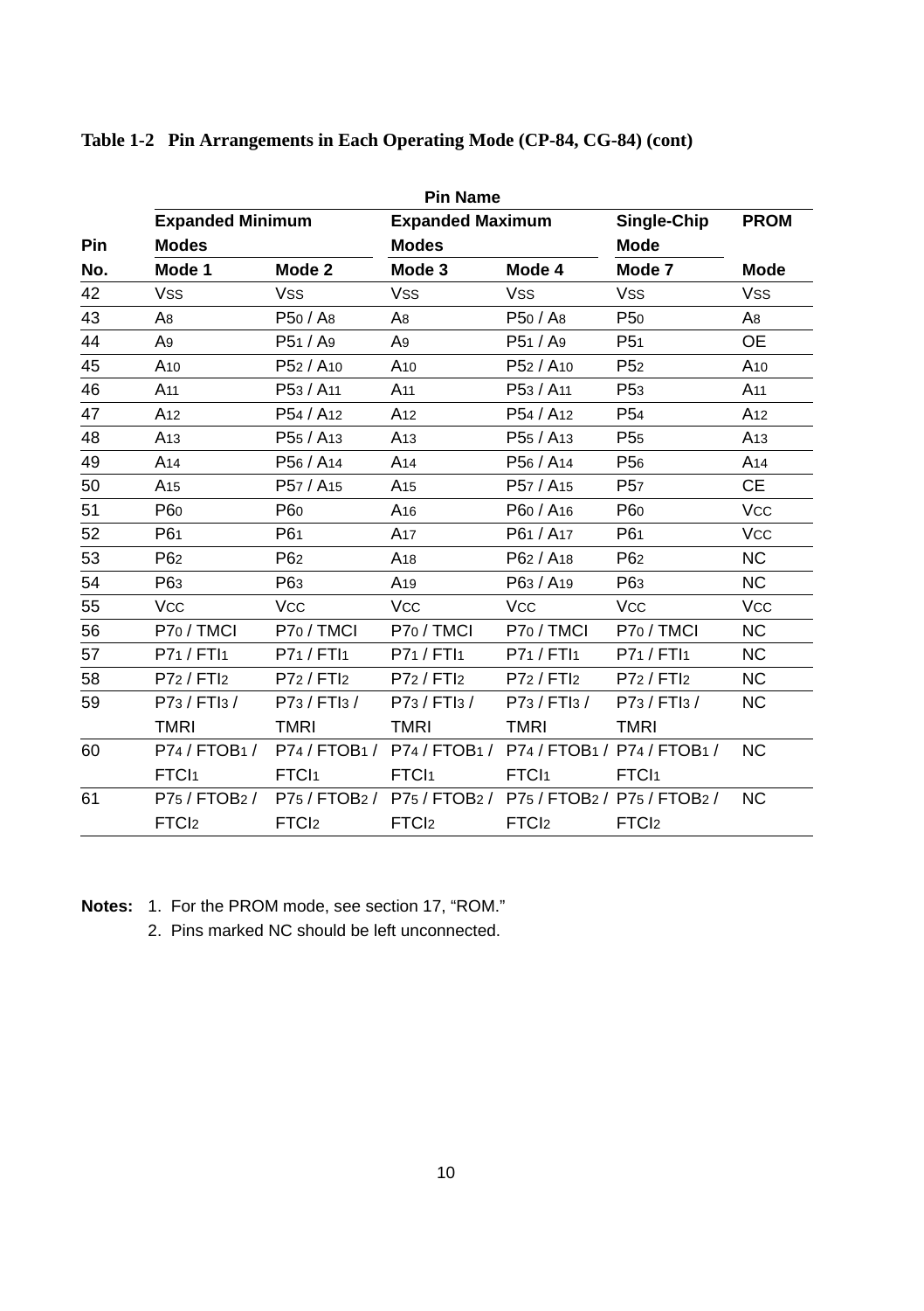**Table 1-2 Pin Arrangements in Each Operating Mode (CP-84, CG-84) (cont)**

| | Pin Name | | | | | |
|---|---|---|---|---|---|---|
| | Expanded Minimum Modes | | Expanded Maximum Modes | | Single-Chip Mode | PROM |
| Pin No. | Mode 1 | Mode 2 | Mode 3 | Mode 4 | Mode 7 | Mode |
| 42 | $V_{SS}$ | $V_{SS}$ | $V_{SS}$ | $V_{SS}$ | $V_{SS}$ | $V_{SS}$ |
| 43 | $A_8$ | $P5_0$ / $A_8$ | $A_8$ | $P5_0$ / $A_8$ | $P5_0$ | $A_8$ |
| 44 | $A_9$ | $P5_1$ / $A_9$ | $A_9$ | $P5_1$ / $A_9$ | $P5_1$ | OE |
| 45 | $A_{10}$ | $P5_2$ / $A_{10}$ | $A_{10}$ | $P5_2$ / $A_{10}$ | $P5_2$ | $A_{10}$ |
| 46 | $A_{11}$ | $P5_3$ / $A_{11}$ | $A_{11}$ | $P5_3$ / $A_{11}$ | $P5_3$ | $A_{11}$ |
| 47 | $A_{12}$ | $P5_4$ / $A_{12}$ | $A_{12}$ | $P5_4$ / $A_{12}$ | $P5_4$ | $A_{12}$ |
| 48 | $A_{13}$ | $P5_5$ / $A_{13}$ | $A_{13}$ | $P5_5$ / $A_{13}$ | $P5_5$ | $A_{13}$ |
| 49 | $A_{14}$ | $P5_6$ / $A_{14}$ | $A_{14}$ | $P5_6$ / $A_{14}$ | $P5_6$ | $A_{14}$ |
| 50 | $A_{15}$ | $P5_7$ / $A_{15}$ | $A_{15}$ | $P5_7$ / $A_{15}$ | $P5_7$ | CE |
| 51 | $P6_0$ | $P6_0$ | $A_{16}$ | $P6_0$ / $A_{16}$ | $P6_0$ | $V_{CC}$ |
| 52 | $P6_1$ | $P6_1$ | $A_{17}$ | $P6_1$ / $A_{17}$ | $P6_1$ | $V_{CC}$ |
| 53 | $P6_2$ | $P6_2$ | $A_{18}$ | $P6_2$ / $A_{18}$ | $P6_2$ | NC |
| 54 | $P6_3$ | $P6_3$ | $A_{19}$ | $P6_3$ / $A_{19}$ | $P6_3$ | NC |
| 55 | $V_{CC}$ | $V_{CC}$ | $V_{CC}$ | $V_{CC}$ | $V_{CC}$ | $V_{CC}$ |
| 56 | $P7_0$ / TMCI | $P7_0$ / TMCI | $P7_0$ / TMCI | $P7_0$ / TMCI | $P7_0$ / TMCI | NC |
| 57 | $P7_1$ / $FTI_1$ | $P7_1$ / $FTI_1$ | $P7_1$ / $FTI_1$ | $P7_1$ / $FTI_1$ | $P7_1$ / $FTI_1$ | NC |
| 58 | $P7_2$ / $FTI_2$ | $P7_2$ / $FTI_2$ | $P7_2$ / $FTI_2$ | $P7_2$ / $FTI_2$ | $P7_2$ / $FTI_2$ | NC |
| 59 | $P7_3$ / $FTI_3$ / TMRI | $P7_3$ / $FTI_3$ / TMRI | $P7_3$ / $FTI_3$ / TMRI | $P7_3$ / $FTI_3$ / TMRI | $P7_3$ / $FTI_3$ / TMRI | NC |
| 60 | $P7_4$ / $FTOB_1$ / $FTCI_1$ | $P7_4$ / $FTOB_1$ / $FTCI_1$ | $P7_4$ / $FTOB_1$ / $FTCI_1$ | $P7_4$ / $FTOB_1$ / $FTCI_1$ | $P7_4$ / $FTOB_1$ / $FTCI_1$ | NC |
| 61 | $P7_5$ / $FTOB_2$ / $FTCI_2$ | $P7_5$ / $FTOB_2$ / $FTCI_2$ | $P7_5$ / $FTOB_2$ / $FTCI_2$ | $P7_5$ / $FTOB_2$ / $FTCI_2$ | $P7_5$ / $FTOB_2$ / $FTCI_2$ | NC |

**Notes:** 1. For the PROM mode, see section 17, “ROM.”

2. Pins marked NC should be left unconnected.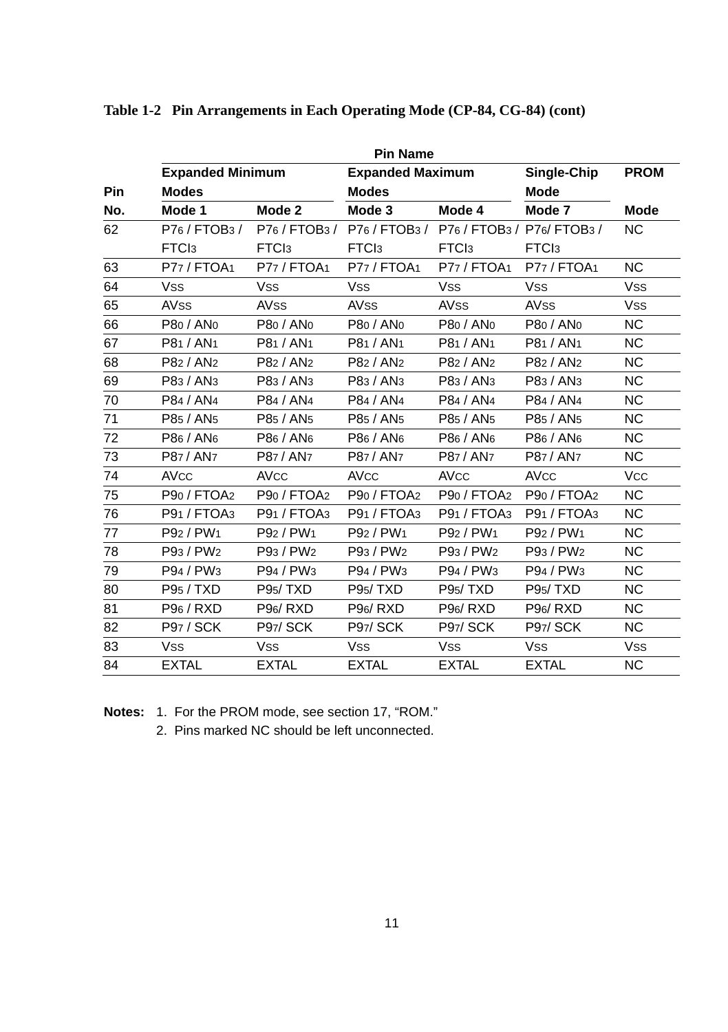**Table 1-2 Pin Arrangements in Each Operating Mode (CP-84, CG-84) (cont)**

| Pin No. | Pin Name | | | | | |
|---|---|---|---|---|---|---|
| | Expanded Minimum Modes | | Expanded Maximum Modes | | Single-Chip Mode | PROM |
| | Mode 1 | Mode 2 | Mode 3 | Mode 4 | Mode 7 | Mode |
| 62 | $P7_6$ / $FTOB_3$ / $FTCI_3$ | $P7_6$ / $FTOB_3$ / $FTCI_3$ | $P7_6$ / $FTOB_3$ / $FTCI_3$ | $P7_6$ / $FTOB_3$ / $FTCI_3$ | $P7_6$/ $FTOB_3$ / $FTCI_3$ | NC |
| 63 | $P7_7$ / $FTOA_1$ | $P7_7$ / $FTOA_1$ | $P7_7$ / $FTOA_1$ | $P7_7$ / $FTOA_1$ | $P7_7$ / $FTOA_1$ | NC |
| 64 | $V_{SS}$ | $V_{SS}$ | $V_{SS}$ | $V_{SS}$ | $V_{SS}$ | $V_{SS}$ |
| 65 | $AV_{SS}$ | $AV_{SS}$ | $AV_{SS}$ | $AV_{SS}$ | $AV_{SS}$ | $V_{SS}$ |
| 66 | $P8_0$ / $AN_0$ | $P8_0$ / $AN_0$ | $P8_0$ / $AN_0$ | $P8_0$ / $AN_0$ | $P8_0$ / $AN_0$ | NC |
| 67 | $P8_1$ / $AN_1$ | $P8_1$ / $AN_1$ | $P8_1$ / $AN_1$ | $P8_1$ / $AN_1$ | $P8_1$ / $AN_1$ | NC |
| 68 | $P8_2$ / $AN_2$ | $P8_2$ / $AN_2$ | $P8_2$ / $AN_2$ | $P8_2$ / $AN_2$ | $P8_2$ / $AN_2$ | NC |
| 69 | $P8_3$ / $AN_3$ | $P8_3$ / $AN_3$ | $P8_3$ / $AN_3$ | $P8_3$ / $AN_3$ | $P8_3$ / $AN_3$ | NC |
| 70 | $P8_4$ / $AN_4$ | $P8_4$ / $AN_4$ | $P8_4$ / $AN_4$ | $P8_4$ / $AN_4$ | $P8_4$ / $AN_4$ | NC |
| 71 | $P8_5$ / $AN_5$ | $P8_5$ / $AN_5$ | $P8_5$ / $AN_5$ | $P8_5$ / $AN_5$ | $P8_5$ / $AN_5$ | NC |
| 72 | $P8_6$ / $AN_6$ | $P8_6$ / $AN_6$ | $P8_6$ / $AN_6$ | $P8_6$ / $AN_6$ | $P8_6$ / $AN_6$ | NC |
| 73 | $P8_7$ / $AN_7$ | $P8_7$ / $AN_7$ | $P8_7$ / $AN_7$ | $P8_7$ / $AN_7$ | $P8_7$ / $AN_7$ | NC |
| 74 | $AV_{CC}$ | $AV_{CC}$ | $AV_{CC}$ | $AV_{CC}$ | $AV_{CC}$ | $V_{CC}$ |
| 75 | $P9_0$ / $FTOA_2$ | $P9_0$ / $FTOA_2$ | $P9_0$ / $FTOA_2$ | $P9_0$ / $FTOA_2$ | $P9_0$ / $FTOA_2$ | NC |
| 76 | $P9_1$ / $FTOA_3$ | $P9_1$ / $FTOA_3$ | $P9_1$ / $FTOA_3$ | $P9_1$ / $FTOA_3$ | $P9_1$ / $FTOA_3$ | NC |
| 77 | $P9_2$ / $PW_1$ | $P9_2$ / $PW_1$ | $P9_2$ / $PW_1$ | $P9_2$ / $PW_1$ | $P9_2$ / $PW_1$ | NC |
| 78 | $P9_3$ / $PW_2$ | $P9_3$ / $PW_2$ | $P9_3$ / $PW_2$ | $P9_3$ / $PW_2$ | $P9_3$ / $PW_2$ | NC |
| 79 | $P9_4$ / $PW_3$ | $P9_4$ / $PW_3$ | $P9_4$ / $PW_3$ | $P9_4$ / $PW_3$ | $P9_4$ / $PW_3$ | NC |
| 80 | $P9_5$ / TXD | $P9_5$/ TXD | $P9_5$/ TXD | $P9_5$/ TXD | $P9_5$/ TXD | NC |
| 81 | $P9_6$ / RXD | $P9_6$/ RXD | $P9_6$/ RXD | $P9_6$/ RXD | $P9_6$/ RXD | NC |
| 82 | $P9_7$ / SCK | $P9_7$/ SCK | $P9_7$/ SCK | $P9_7$/ SCK | $P9_7$/ SCK | NC |
| 83 | $V_{SS}$ | $V_{SS}$ | $V_{SS}$ | $V_{SS}$ | $V_{SS}$ | $V_{SS}$ |
| 84 | EXTAL | EXTAL | EXTAL | EXTAL | EXTAL | NC |

**Notes:** 1. For the PROM mode, see section 17, "ROM."
2. Pins marked NC should be left unconnected.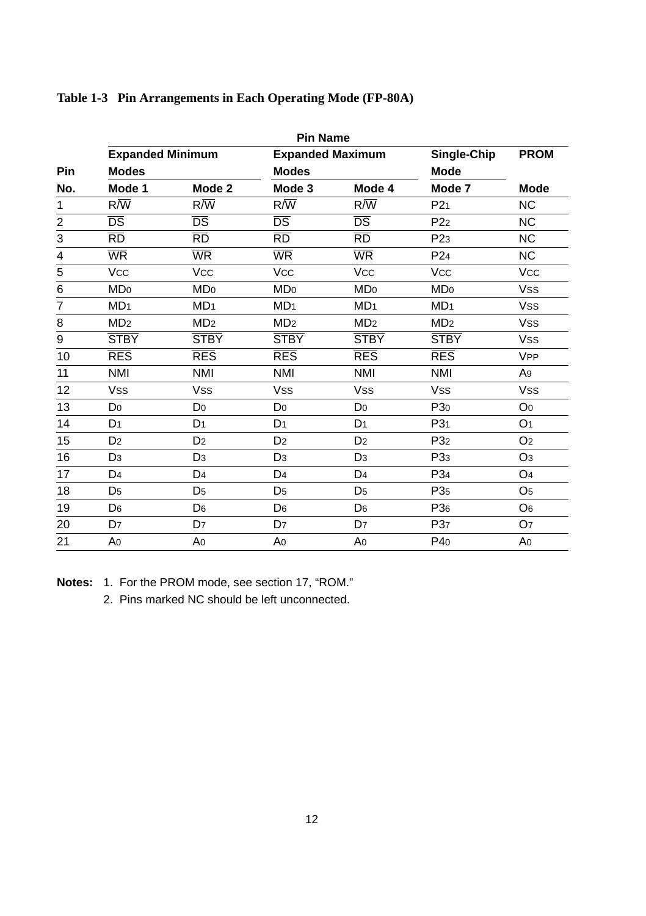**Table 1-3 Pin Arrangements in Each Operating Mode (FP-80A)**

| Pin No. | Pin Name | | | | | |
|---|---|---|---|---|---|---|
| | Expanded Minimum Modes | | Expanded Maximum Modes | | Single-Chip Mode | PROM |
| | Mode 1 | Mode 2 | Mode 3 | Mode 4 | Mode 7 | Mode |
| 1 | $R/\overline{W}$ | $R/\overline{W}$ | $R/\overline{W}$ | $R/\overline{W}$ | $P2_1$ | NC |
| 2 | $\overline{DS}$ | $\overline{DS}$ | $\overline{DS}$ | $\overline{DS}$ | $P2_2$ | NC |
| 3 | $\overline{RD}$ | $\overline{RD}$ | $\overline{RD}$ | $\overline{RD}$ | $P2_3$ | NC |
| 4 | $\overline{WR}$ | $\overline{WR}$ | $\overline{WR}$ | $\overline{WR}$ | $P2_4$ | NC |
| 5 | $V_{CC}$ | $V_{CC}$ | $V_{CC}$ | $V_{CC}$ | $V_{CC}$ | $V_{CC}$ |
| 6 | $MD_0$ | $MD_0$ | $MD_0$ | $MD_0$ | $MD_0$ | $V_{SS}$ |
| 7 | $MD_1$ | $MD_1$ | $MD_1$ | $MD_1$ | $MD_1$ | $V_{SS}$ |
| 8 | $MD_2$ | $MD_2$ | $MD_2$ | $MD_2$ | $MD_2$ | $V_{SS}$ |
| 9 | $\overline{STBY}$ | $\overline{STBY}$ | $\overline{STBY}$ | $\overline{STBY}$ | $\overline{STBY}$ | $V_{SS}$ |
| 10 | $\overline{RES}$ | $\overline{RES}$ | $\overline{RES}$ | $\overline{RES}$ | $\overline{RES}$ | $V_{PP}$ |
| 11 | NMI | NMI | NMI | NMI | NMI | $A_9$ |
| 12 | $V_{SS}$ | $V_{SS}$ | $V_{SS}$ | $V_{SS}$ | $V_{SS}$ | $V_{SS}$ |
| 13 | $D_0$ | $D_0$ | $D_0$ | $D_0$ | $P3_0$ | $O_0$ |
| 14 | $D_1$ | $D_1$ | $D_1$ | $D_1$ | $P3_1$ | $O_1$ |
| 15 | $D_2$ | $D_2$ | $D_2$ | $D_2$ | $P3_2$ | $O_2$ |
| 16 | $D_3$ | $D_3$ | $D_3$ | $D_3$ | $P3_3$ | $O_3$ |
| 17 | $D_4$ | $D_4$ | $D_4$ | $D_4$ | $P3_4$ | $O_4$ |
| 18 | $D_5$ | $D_5$ | $D_5$ | $D_5$ | $P3_5$ | $O_5$ |
| 19 | $D_6$ | $D_6$ | $D_6$ | $D_6$ | $P3_6$ | $O_6$ |
| 20 | $D_7$ | $D_7$ | $D_7$ | $D_7$ | $P3_7$ | $O_7$ |
| 21 | $A_0$ | $A_0$ | $A_0$ | $A_0$ | $P4_0$ | $A_0$ |

**Notes:** 1. For the PROM mode, see section 17, "ROM."
2. Pins marked NC should be left unconnected.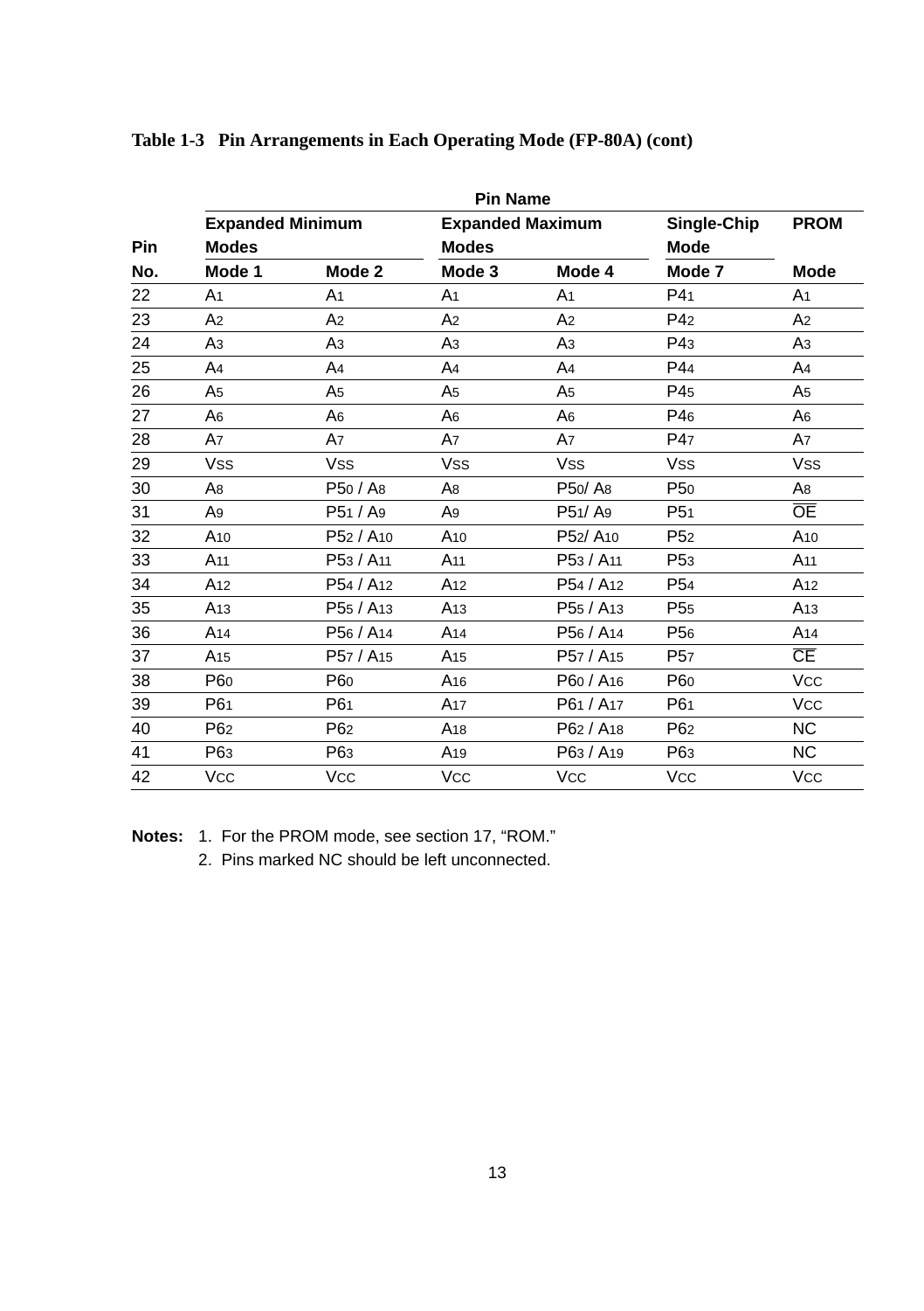**Table 1-3 Pin Arrangements in Each Operating Mode (FP-80A) (cont)**

| Pin No. | Pin Name | | | | | |
|---|---|---|---|---|---|---|
| | Expanded Minimum Modes | | Expanded Maximum Modes | | Single-Chip Mode | PROM Mode |
| | Mode 1 | Mode 2 | Mode 3 | Mode 4 | Mode 7 | |
| 22 | $A_1$ | $A_1$ | $A_1$ | $A_1$ | $P4_1$ | $A_1$ |
| 23 | $A_2$ | $A_2$ | $A_2$ | $A_2$ | $P4_2$ | $A_2$ |
| 24 | $A_3$ | $A_3$ | $A_3$ | $A_3$ | $P4_3$ | $A_3$ |
| 25 | $A_4$ | $A_4$ | $A_4$ | $A_4$ | $P4_4$ | $A_4$ |
| 26 | $A_5$ | $A_5$ | $A_5$ | $A_5$ | $P4_5$ | $A_5$ |
| 27 | $A_6$ | $A_6$ | $A_6$ | $A_6$ | $P4_6$ | $A_6$ |
| 28 | $A_7$ | $A_7$ | $A_7$ | $A_7$ | $P4_7$ | $A_7$ |
| 29 | $V_{SS}$ | $V_{SS}$ | $V_{SS}$ | $V_{SS}$ | $V_{SS}$ | $V_{SS}$ |
| 30 | $A_8$ | $P5_0$ / $A_8$ | $A_8$ | $P5_0$/ $A_8$ | $P5_0$ | $A_8$ |
| 31 | $A_9$ | $P5_1$ / $A_9$ | $A_9$ | $P5_1$/ $A_9$ | $P5_1$ | $\overline{OE}$ |
| 32 | $A_{10}$ | $P5_2$ / $A_{10}$ | $A_{10}$ | $P5_2$/ $A_{10}$ | $P5_2$ | $A_{10}$ |
| 33 | $A_{11}$ | $P5_3$ / $A_{11}$ | $A_{11}$ | $P5_3$ / $A_{11}$ | $P5_3$ | $A_{11}$ |
| 34 | $A_{12}$ | $P5_4$ / $A_{12}$ | $A_{12}$ | $P5_4$ / $A_{12}$ | $P5_4$ | $A_{12}$ |
| 35 | $A_{13}$ | $P5_5$ / $A_{13}$ | $A_{13}$ | $P5_5$ / $A_{13}$ | $P5_5$ | $A_{13}$ |
| 36 | $A_{14}$ | $P5_6$ / $A_{14}$ | $A_{14}$ | $P5_6$ / $A_{14}$ | $P5_6$ | $A_{14}$ |
| 37 | $A_{15}$ | $P5_7$ / $A_{15}$ | $A_{15}$ | $P5_7$ / $A_{15}$ | $P5_7$ | $\overline{CE}$ |
| 38 | $P6_0$ | $P6_0$ | $A_{16}$ | $P6_0$ / $A_{16}$ | $P6_0$ | $V_{CC}$ |
| 39 | $P6_1$ | $P6_1$ | $A_{17}$ | $P6_1$ / $A_{17}$ | $P6_1$ | $V_{CC}$ |
| 40 | $P6_2$ | $P6_2$ | $A_{18}$ | $P6_2$ / $A_{18}$ | $P6_2$ | NC |
| 41 | $P6_3$ | $P6_3$ | $A_{19}$ | $P6_3$ / $A_{19}$ | $P6_3$ | NC |
| 42 | $V_{CC}$ | $V_{CC}$ | $V_{CC}$ | $V_{CC}$ | $V_{CC}$ | $V_{CC}$ |

**Notes:**
1. For the PROM mode, see section 17, "ROM."
2. Pins marked NC should be left unconnected.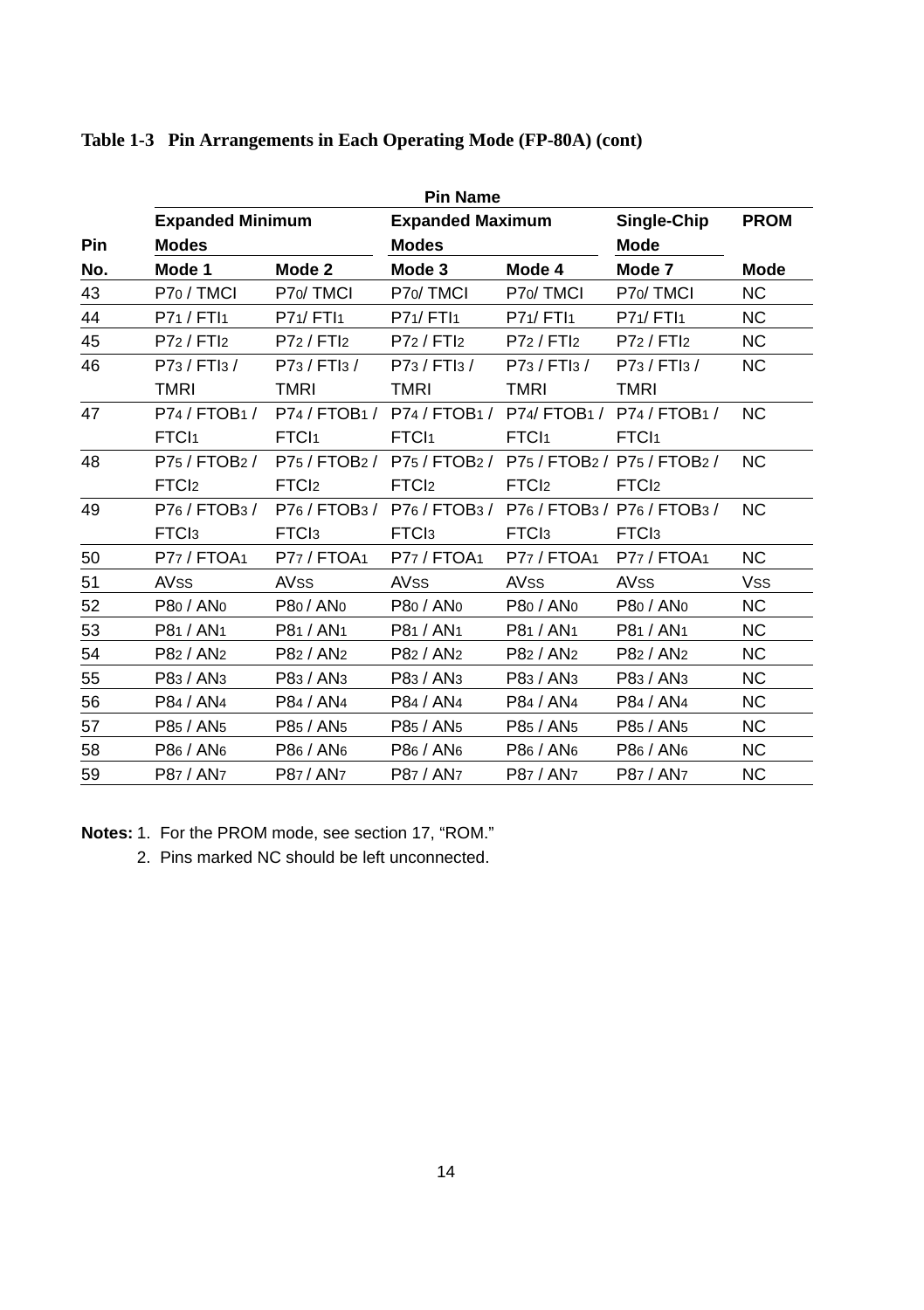**Table 1-3 Pin Arrangements in Each Operating Mode (FP-80A) (cont)**

| | Pin Name | | | | | |
|---|---|---|---|---|---|---|
| | Expanded Minimum Modes | | Expanded Maximum Modes | | Single-Chip Mode | PROM |
| Pin No. | Mode 1 | Mode 2 | Mode 3 | Mode 4 | Mode 7 | Mode |
| 43 | $P7_0$ / TMCI | $P7_0$/ TMCI | $P7_0$/ TMCI | $P7_0$/ TMCI | $P7_0$/ TMCI | NC |
| 44 | $P7_1$ / $FTI_1$ | $P7_1$/ $FTI_1$ | $P7_1$/ $FTI_1$ | $P7_1$/ $FTI_1$ | $P7_1$/ $FTI_1$ | NC |
| 45 | $P7_2$ / $FTI_2$ | $P7_2$ / $FTI_2$ | $P7_2$ / $FTI_2$ | $P7_2$ / $FTI_2$ | $P7_2$ / $FTI_2$ | NC |
| 46 | $P7_3$ / $FTI_3$ / TMRI | $P7_3$ / $FTI_3$ / TMRI | $P7_3$ / $FTI_3$ / TMRI | $P7_3$ / $FTI_3$ / TMRI | $P7_3$ / $FTI_3$ / TMRI | NC |
| 47 | $P7_4$ / $FTOB_1$ / $FTCI_1$ | $P7_4$ / $FTOB_1$ / $FTCI_1$ | $P7_4$ / $FTOB_1$ / $FTCI_1$ | $P7_4$/ $FTOB_1$ / $FTCI_1$ | $P7_4$ / $FTOB_1$ / $FTCI_1$ | NC |
| 48 | $P7_5$ / $FTOB_2$ / $FTCI_2$ | $P7_5$ / $FTOB_2$ / $FTCI_2$ | $P7_5$ / $FTOB_2$ / $FTCI_2$ | $P7_5$ / $FTOB_2$ / $FTCI_2$ | $P7_5$ / $FTOB_2$ / $FTCI_2$ | NC |
| 49 | $P7_6$ / $FTOB_3$ / $FTCI_3$ | $P7_6$ / $FTOB_3$ / $FTCI_3$ | $P7_6$ / $FTOB_3$ / $FTCI_3$ | $P7_6$ / $FTOB_3$ / $FTCI_3$ | $P7_6$ / $FTOB_3$ / $FTCI_3$ | NC |
| 50 | $P7_7$ / $FTOA_1$ | $P7_7$ / $FTOA_1$ | $P7_7$ / $FTOA_1$ | $P7_7$ / $FTOA_1$ | $P7_7$ / $FTOA_1$ | NC |
| 51 | $AV_{SS}$ | $AV_{SS}$ | $AV_{SS}$ | $AV_{SS}$ | $AV_{SS}$ | $V_{SS}$ |
| 52 | $P8_0$ / $AN_0$ | $P8_0$ / $AN_0$ | $P8_0$ / $AN_0$ | $P8_0$ / $AN_0$ | $P8_0$ / $AN_0$ | NC |
| 53 | $P8_1$ / $AN_1$ | $P8_1$ / $AN_1$ | $P8_1$ / $AN_1$ | $P8_1$ / $AN_1$ | $P8_1$ / $AN_1$ | NC |
| 54 | $P8_2$ / $AN_2$ | $P8_2$ / $AN_2$ | $P8_2$ / $AN_2$ | $P8_2$ / $AN_2$ | $P8_2$ / $AN_2$ | NC |
| 55 | $P8_3$ / $AN_3$ | $P8_3$ / $AN_3$ | $P8_3$ / $AN_3$ | $P8_3$ / $AN_3$ | $P8_3$ / $AN_3$ | NC |
| 56 | $P8_4$ / $AN_4$ | $P8_4$ / $AN_4$ | $P8_4$ / $AN_4$ | $P8_4$ / $AN_4$ | $P8_4$ / $AN_4$ | NC |
| 57 | $P8_5$ / $AN_5$ | $P8_5$ / $AN_5$ | $P8_5$ / $AN_5$ | $P8_5$ / $AN_5$ | $P8_5$ / $AN_5$ | NC |
| 58 | $P8_6$ / $AN_6$ | $P8_6$ / $AN_6$ | $P8_6$ / $AN_6$ | $P8_6$ / $AN_6$ | $P8_6$ / $AN_6$ | NC |
| 59 | $P8_7$ / $AN_7$ | $P8_7$ / $AN_7$ | $P8_7$ / $AN_7$ | $P8_7$ / $AN_7$ | $P8_7$ / $AN_7$ | NC |

**Notes:** 1. For the PROM mode, see section 17, "ROM."

2. Pins marked NC should be left unconnected.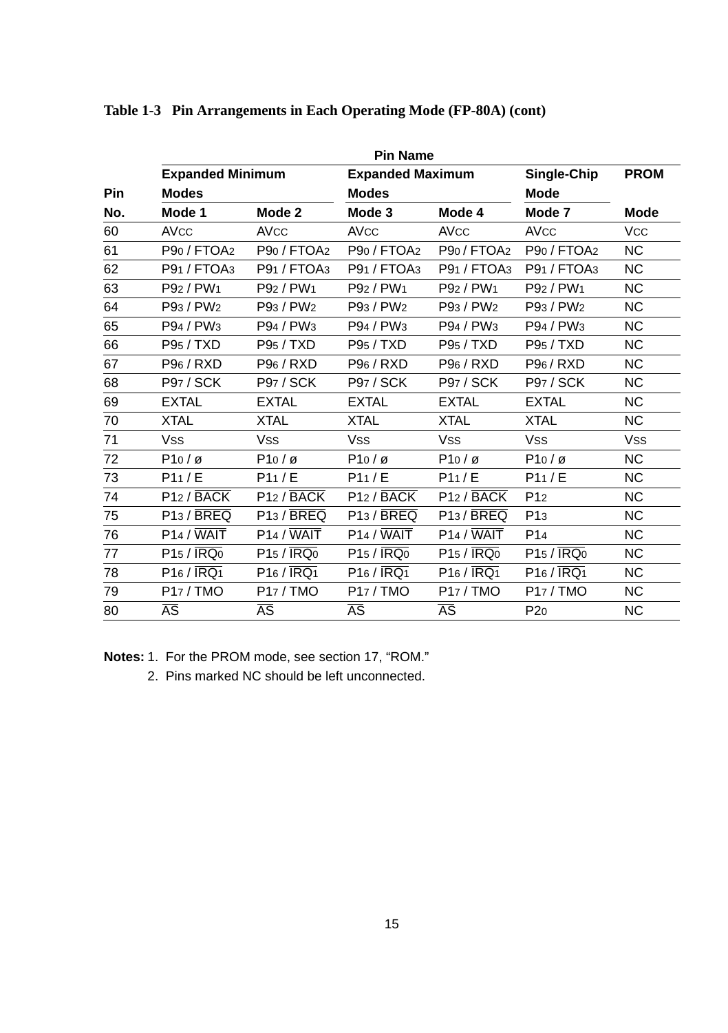**Table 1-3 Pin Arrangements in Each Operating Mode (FP-80A) (cont)**

| Pin No. | Pin Name | | | | | |
|---|---|---|---|---|---|---|
| | Expanded Minimum Modes | | Expanded Maximum Modes | | Single-Chip Mode | PROM |
| | Mode 1 | Mode 2 | Mode 3 | Mode 4 | Mode 7 | Mode |
| 60 | $AV_{CC}$ | $AV_{CC}$ | $AV_{CC}$ | $AV_{CC}$ | $AV_{CC}$ | $V_{CC}$ |
| 61 | $P9_0$ / $FTOA_2$ | $P9_0$ / $FTOA_2$ | $P9_0$ / $FTOA_2$ | $P9_0$ / $FTOA_2$ | $P9_0$ / $FTOA_2$ | NC |
| 62 | $P9_1$ / $FTOA_3$ | $P9_1$ / $FTOA_3$ | $P9_1$ / $FTOA_3$ | $P9_1$ / $FTOA_3$ | $P9_1$ / $FTOA_3$ | NC |
| 63 | $P9_2$ / $PW_1$ | $P9_2$ / $PW_1$ | $P9_2$ / $PW_1$ | $P9_2$ / $PW_1$ | $P9_2$ / $PW_1$ | NC |
| 64 | $P9_3$ / $PW_2$ | $P9_3$ / $PW_2$ | $P9_3$ / $PW_2$ | $P9_3$ / $PW_2$ | $P9_3$ / $PW_2$ | NC |
| 65 | $P9_4$ / $PW_3$ | $P9_4$ / $PW_3$ | $P9_4$ / $PW_3$ | $P9_4$ / $PW_3$ | $P9_4$ / $PW_3$ | NC |
| 66 | $P9_5$ / TXD | $P9_5$ / TXD | $P9_5$ / TXD | $P9_5$ / TXD | $P9_5$ / TXD | NC |
| 67 | $P9_6$ / RXD | $P9_6$ / RXD | $P9_6$ / RXD | $P9_6$ / RXD | $P9_6$ / RXD | NC |
| 68 | $P9_7$ / SCK | $P9_7$ / SCK | $P9_7$ / SCK | $P9_7$ / SCK | $P9_7$ / SCK | NC |
| 69 | EXTAL | EXTAL | EXTAL | EXTAL | EXTAL | NC |
| 70 | XTAL | XTAL | XTAL | XTAL | XTAL | NC |
| 71 | $V_{SS}$ | $V_{SS}$ | $V_{SS}$ | $V_{SS}$ | $V_{SS}$ | $V_{SS}$ |
| 72 | $P1_0$ / ø | $P1_0$ / ø | $P1_0$ / ø | $P1_0$ / ø | $P1_0$ / ø | NC |
| 73 | $P1_1$ / E | $P1_1$ / E | $P1_1$ / E | $P1_1$ / E | $P1_1$ / E | NC |
| 74 | $P1_2$ / $\overline{BACK}$ | $P1_2$ / $\overline{BACK}$ | $P1_2$ / $\overline{BACK}$ | $P1_2$ / $\overline{BACK}$ | $P1_2$ | NC |
| 75 | $P1_3$ / $\overline{BREQ}$ | $P1_3$ / $\overline{BREQ}$ | $P1_3$ / $\overline{BREQ}$ | $P1_3$ / $\overline{BREQ}$ | $P1_3$ | NC |
| 76 | $P1_4$ / $\overline{WAIT}$ | $P1_4$ / $\overline{WAIT}$ | $P1_4$ / $\overline{WAIT}$ | $P1_4$ / $\overline{WAIT}$ | $P1_4$ | NC |
| 77 | $P1_5$ / $\overline{IRQ_0}$ | $P1_5$ / $\overline{IRQ_0}$ | $P1_5$ / $\overline{IRQ_0}$ | $P1_5$ / $\overline{IRQ_0}$ | $P1_5$ / $\overline{IRQ_0}$ | NC |
| 78 | $P1_6$ / $\overline{IRQ_1}$ | $P1_6$ / $\overline{IRQ_1}$ | $P1_6$ / $\overline{IRQ_1}$ | $P1_6$ / $\overline{IRQ_1}$ | $P1_6$ / $\overline{IRQ_1}$ | NC |
| 79 | $P1_7$ / TMO | $P1_7$ / TMO | $P1_7$ / TMO | $P1_7$ / TMO | $P1_7$ / TMO | NC |
| 80 | $\overline{AS}$ | $\overline{AS}$ | $\overline{AS}$ | $\overline{AS}$ | $P2_0$ | NC |

**Notes:** 1. For the PROM mode, see section 17, "ROM."

2. Pins marked NC should be left unconnected.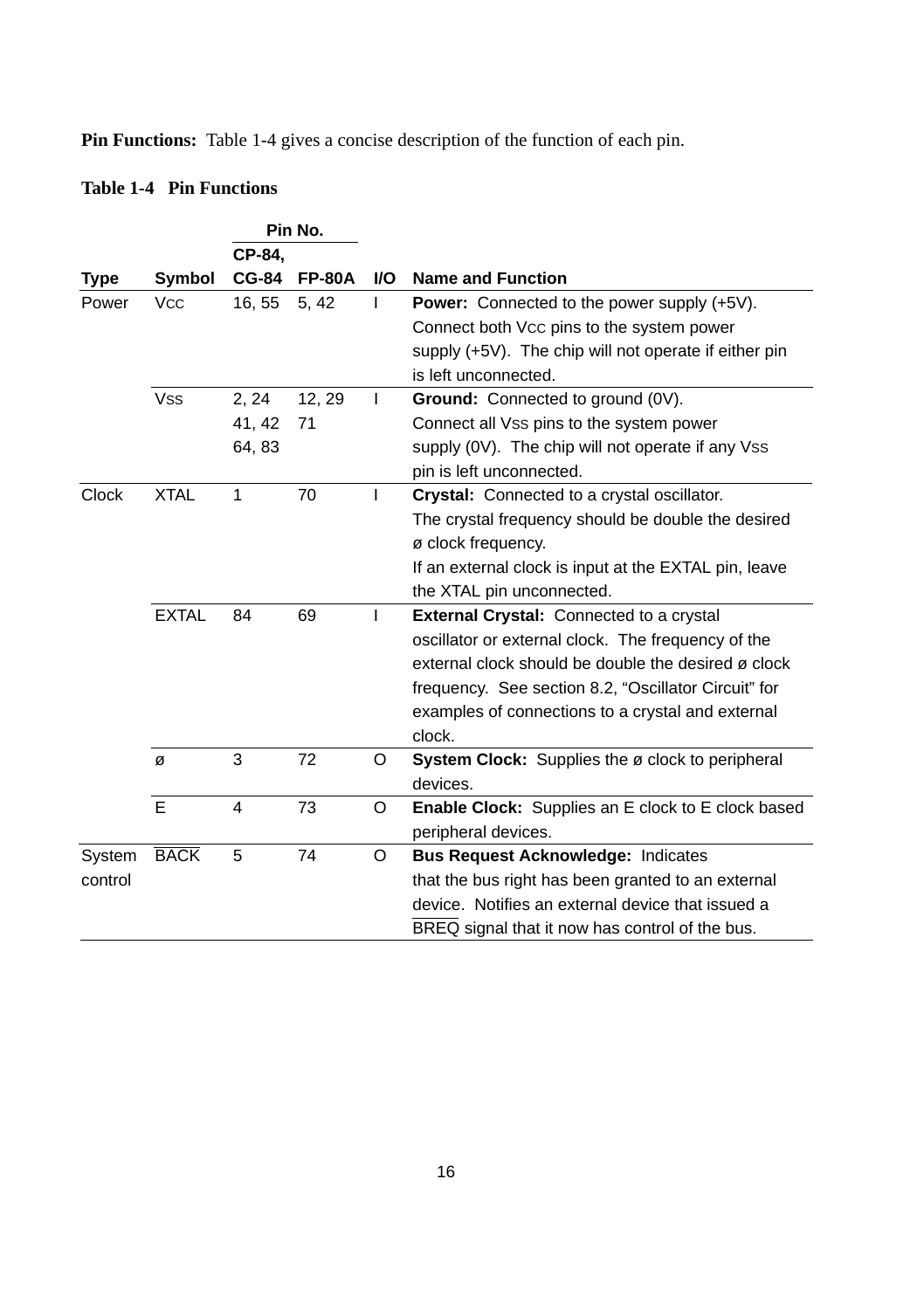**Pin Functions:** Table 1-4 gives a concise description of the function of each pin.

**Table 1-4 Pin Functions**

| | | Pin No. | | | |
|---|---|---|---|---|---|
| **Type** | **Symbol** | **CP-84, CG-84** | **FP-80A** | **I/O** | **Name and Function** |
| Power | VCC | 16, 55 | 5, 42 | I | **Power:** Connected to the power supply (+5V). Connect both VCC pins to the system power supply (+5V). The chip will not operate if either pin is left unconnected. |
| | VSS | 2, 24 41, 42 64, 83 | 12, 29 71 | I | **Ground:** Connected to ground (0V). Connect all VSS pins to the system power supply (0V). The chip will not operate if any VSS pin is left unconnected. |
| Clock | XTAL | 1 | 70 | I | **Crystal:** Connected to a crystal oscillator. The crystal frequency should be double the desired ø clock frequency. If an external clock is input at the EXTAL pin, leave the XTAL pin unconnected. |
| | EXTAL | 84 | 69 | I | **External Crystal:** Connected to a crystal oscillator or external clock. The frequency of the external clock should be double the desired ø clock frequency. See section 8.2, "Oscillator Circuit" for examples of connections to a crystal and external clock. |
| | ø | 3 | 72 | O | **System Clock:** Supplies the ø clock to peripheral devices. |
| | E | 4 | 73 | O | **Enable Clock:** Supplies an E clock to E clock based peripheral devices. |
| System control | $\overline{\text{BACK}}$ | 5 | 74 | O | **Bus Request Acknowledge:** Indicates that the bus right has been granted to an external device. Notifies an external device that issued a $\overline{\text{BREQ}}$ signal that it now has control of the bus. |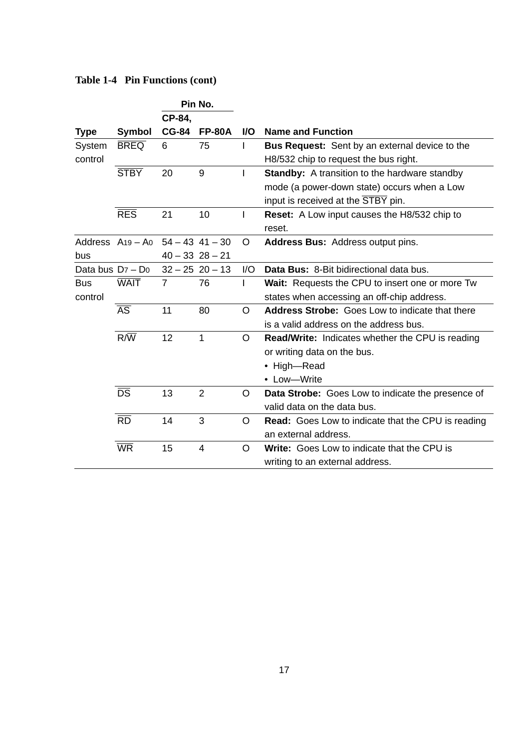**Table 1-4 Pin Functions (cont)**

| Type | Symbol | Pin No. | | I/O | Name and Function |
|---|---|---|---|---|---|
| | | CP-84, CG-84 | FP-80A | | |
| System control | $\overline{BREQ}$ | 6 | 75 | I | **Bus Request:** Sent by an external device to the H8/532 chip to request the bus right. |
| | $\overline{STBY}$ | 20 | 9 | I | **Standby:** A transition to the hardware standby mode (a power-down state) occurs when a Low input is received at the $\overline{STBY}$ pin. |
| | $\overline{RES}$ | 21 | 10 | I | **Reset:** A Low input causes the H8/532 chip to reset. |
| Address bus | $A_{19}$ – $A_0$ | 54 – 43<br>40 – 33 | 41 – 30<br>28 – 21 | O | **Address Bus:** Address output pins. |
| Data bus | $D_7$ – $D_0$ | 32 – 25 | 20 – 13 | I/O | **Data Bus:** 8-Bit bidirectional data bus. |
| Bus control | $\overline{WAIT}$ | 7 | 76 | I | **Wait:** Requests the CPU to insert one or more Tw states when accessing an off-chip address. |
| | $\overline{AS}$ | 11 | 80 | O | **Address Strobe:** Goes Low to indicate that there is a valid address on the address bus. |
| | R/$\overline{W}$ | 12 | 1 | O | **Read/Write:** Indicates whether the CPU is reading or writing data on the bus.<br>• High—Read<br>• Low—Write |
| | $\overline{DS}$ | 13 | 2 | O | **Data Strobe:** Goes Low to indicate the presence of valid data on the data bus. |
| | $\overline{RD}$ | 14 | 3 | O | **Read:** Goes Low to indicate that the CPU is reading an external address. |
| | $\overline{WR}$ | 15 | 4 | O | **Write:** Goes Low to indicate that the CPU is writing to an external address. |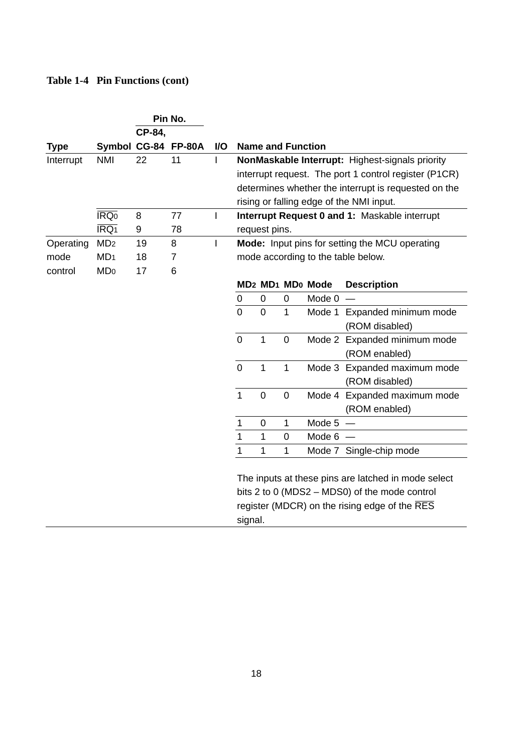**Table 1-4 Pin Functions (cont)**

| Type | Symbol | Pin No. CP-84, CG-84 | Pin No. FP-80A | I/O | Name and Function |
|---|---|---|---|---|---|
| Interrupt | NMI | 22 | 11 | I | **NonMaskable Interrupt:** Highest-signals priority interrupt request. The port 1 control register (P1CR) determines whether the interrupt is requested on the rising or falling edge of the NMI input. |
| | $\overline{IRQ_0}$ | 8 | 77 | I | **Interrupt Request 0 and 1:** Maskable interrupt request pins. |
| | $\overline{IRQ_1}$ | 9 | 78 | | |
| Operating mode control | $MD_2$ | 19 | 8 | I | **Mode:** Input pins for setting the MCU operating mode according to the table below. |
| | $MD_1$ | 18 | 7 | | |
| | $MD_0$ | 17 | 6 | | |

| $MD_2$ | $MD_1$ | $MD_0$ | Mode | Description |
|---|---|---|---|---|
| 0 | 0 | 0 | Mode 0 | — |
| 0 | 0 | 1 | Mode 1 | Expanded minimum mode (ROM disabled) |
| 0 | 1 | 0 | Mode 2 | Expanded minimum mode (ROM enabled) |
| 0 | 1 | 1 | Mode 3 | Expanded maximum mode (ROM disabled) |
| 1 | 0 | 0 | Mode 4 | Expanded maximum mode (ROM enabled) |
| 1 | 0 | 1 | Mode 5 | — |
| 1 | 1 | 0 | Mode 6 | — |
| 1 | 1 | 1 | Mode 7 | Single-chip mode |

The inputs at these pins are latched in mode select bits 2 to 0 (MDS2 – MDS0) of the mode control register (MDCR) on the rising edge of the $\overline{RES}$ signal.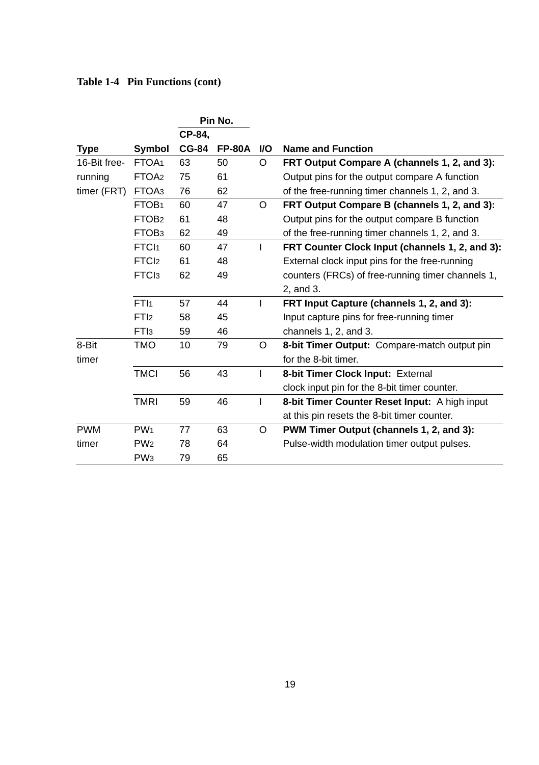**Table 1-4 Pin Functions (cont)**

| Type | Symbol | Pin No. CP-84, CG-84 | Pin No. FP-80A | I/O | Name and Function |
|---|---|---|---|---|---|
| 16-Bit free-running timer (FRT) | $FTOA_1$ | 63 | 50 | O | **FRT Output Compare A (channels 1, 2, and 3):** Output pins for the output compare A function of the free-running timer channels 1, 2, and 3. |
| | $FTOA_2$ | 75 | 61 | | |
| | $FTOA_3$ | 76 | 62 | | |
| | $FTOB_1$ | 60 | 47 | O | **FRT Output Compare B (channels 1, 2, and 3):** Output pins for the output compare B function of the free-running timer channels 1, 2, and 3. |
| | $FTOB_2$ | 61 | 48 | | |
| | $FTOB_3$ | 62 | 49 | | |
| | $FTCI_1$ | 60 | 47 | I | **FRT Counter Clock Input (channels 1, 2, and 3):** External clock input pins for the free-running counters (FRCs) of free-running timer channels 1, 2, and 3. |
| | $FTCI_2$ | 61 | 48 | | |
| | $FTCI_3$ | 62 | 49 | | |
| | $FTI_1$ | 57 | 44 | I | **FRT Input Capture (channels 1, 2, and 3):** Input capture pins for free-running timer channels 1, 2, and 3. |
| | $FTI_2$ | 58 | 45 | | |
| | $FTI_3$ | 59 | 46 | | |
| 8-Bit timer | TMO | 10 | 79 | O | **8-bit Timer Output:** Compare-match output pin for the 8-bit timer. |
| | TMCI | 56 | 43 | I | **8-bit Timer Clock Input:** External clock input pin for the 8-bit timer counter. |
| | TMRI | 59 | 46 | I | **8-bit Timer Counter Reset Input:** A high input at this pin resets the 8-bit timer counter. |
| PWM timer | $PW_1$ | 77 | 63 | O | **PWM Timer Output (channels 1, 2, and 3):** Pulse-width modulation timer output pulses. |
| | $PW_2$ | 78 | 64 | | |
| | $PW_3$ | 79 | 65 | | |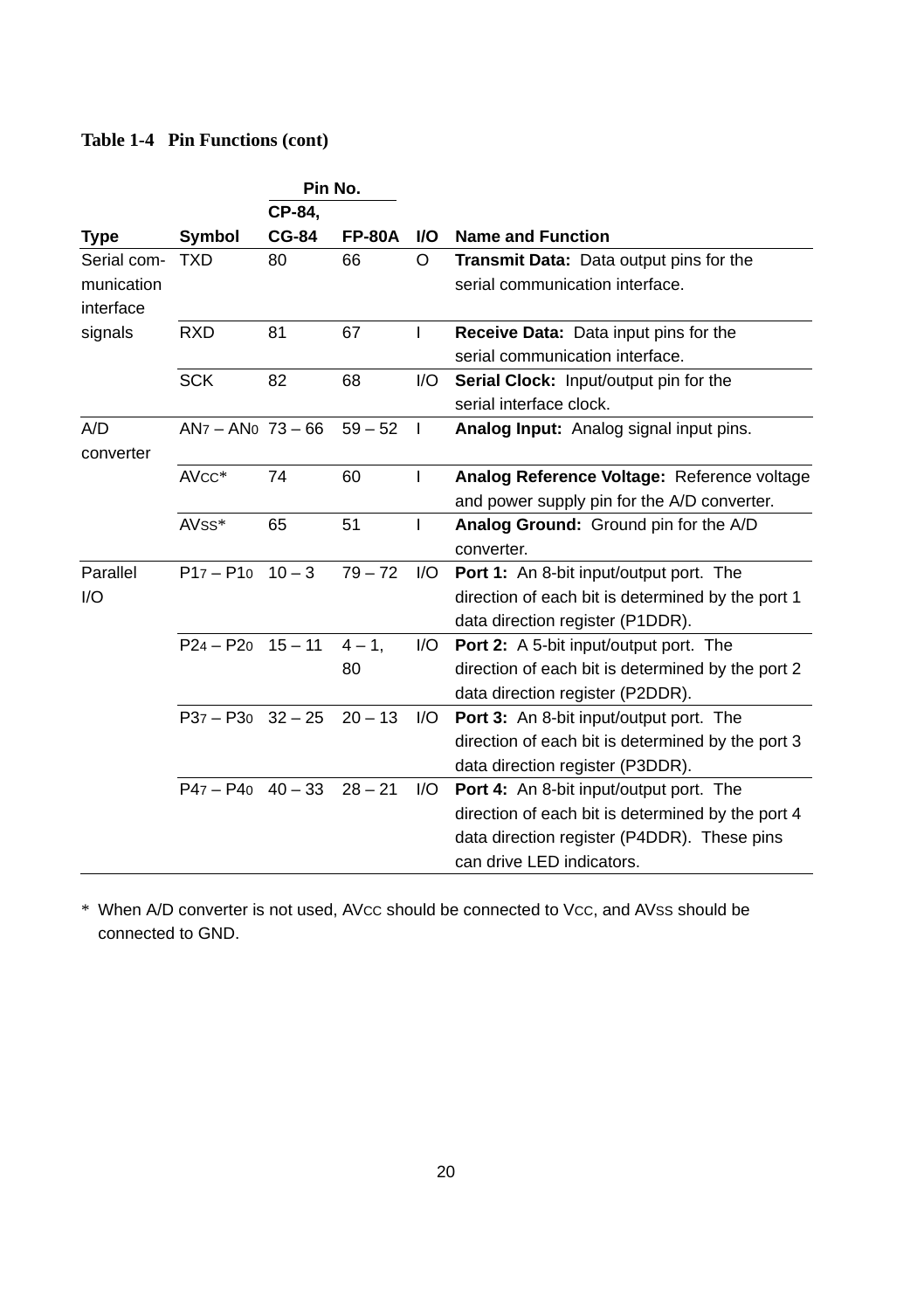**Table 1-4 Pin Functions (cont)**

| Type | Symbol | Pin No. | | I/O | Name and Function |
|---|---|---|---|---|---|
| | | CP-84, CG-84 | FP-80A | | |
| Serial communication interface signals | TXD | 80 | 66 | O | **Transmit Data:** Data output pins for the serial communication interface. |
| | RXD | 81 | 67 | I | **Receive Data:** Data input pins for the serial communication interface. |
| | SCK | 82 | 68 | I/O | **Serial Clock:** Input/output pin for the serial interface clock. |
| A/D converter | $AN_7 – AN_0$ | 73 – 66 | 59 – 52 | I | **Analog Input:** Analog signal input pins. |
| | $AV_{CC}$* | 74 | 60 | I | **Analog Reference Voltage:** Reference voltage and power supply pin for the A/D converter. |
| | $AV_{SS}$* | 65 | 51 | I | **Analog Ground:** Ground pin for the A/D converter. |
| Parallel I/O | $P1_7 – P1_0$ | 10 – 3 | 79 – 72 | I/O | **Port 1:** An 8-bit input/output port. The direction of each bit is determined by the port 1 data direction register (P1DDR). |
| | $P2_4 – P2_0$ | 15 – 11 | 4 – 1, 80 | I/O | **Port 2:** A 5-bit input/output port. The direction of each bit is determined by the port 2 data direction register (P2DDR). |
| | $P3_7 – P3_0$ | 32 – 25 | 20 – 13 | I/O | **Port 3:** An 8-bit input/output port. The direction of each bit is determined by the port 3 data direction register (P3DDR). |
| | $P4_7 – P4_0$ | 40 – 33 | 28 – 21 | I/O | **Port 4:** An 8-bit input/output port. The direction of each bit is determined by the port 4 data direction register (P4DDR). These pins can drive LED indicators. |

\* When A/D converter is not used, $AV_{CC}$ should be connected to $V_{CC}$, and $AV_{SS}$ should be connected to GND.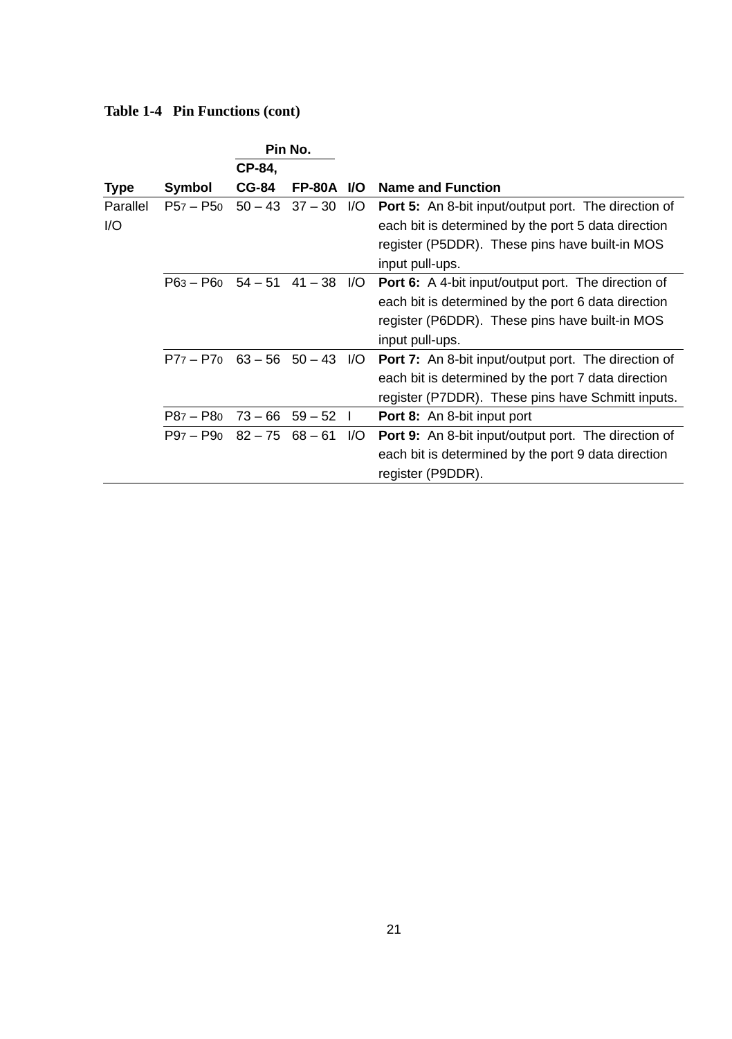**Table 1-4 Pin Functions (cont)**

| | | Pin No. | | | |
|---|---|---|---|---|---|
| **Type** | **Symbol** | **CP-84, CG-84** | **FP-80A** | **I/O** | **Name and Function** |
| Parallel I/O | $P5_7$ – $P5_0$ | 50 – 43 | 37 – 30 | I/O | **Port 5:** An 8-bit input/output port. The direction of each bit is determined by the port 5 data direction register (P5DDR). These pins have built-in MOS input pull-ups. |
| | $P6_3$ – $P6_0$ | 54 – 51 | 41 – 38 | I/O | **Port 6:** A 4-bit input/output port. The direction of each bit is determined by the port 6 data direction register (P6DDR). These pins have built-in MOS input pull-ups. |
| | $P7_7$ – $P7_0$ | 63 – 56 | 50 – 43 | I/O | **Port 7:** An 8-bit input/output port. The direction of each bit is determined by the port 7 data direction register (P7DDR). These pins have Schmitt inputs. |
| | $P8_7$ – $P8_0$ | 73 – 66 | 59 – 52 | I | **Port 8:** An 8-bit input port |
| | $P9_7$ – $P9_0$ | 82 – 75 | 68 – 61 | I/O | **Port 9:** An 8-bit input/output port. The direction of each bit is determined by the port 9 data direction register (P9DDR). |